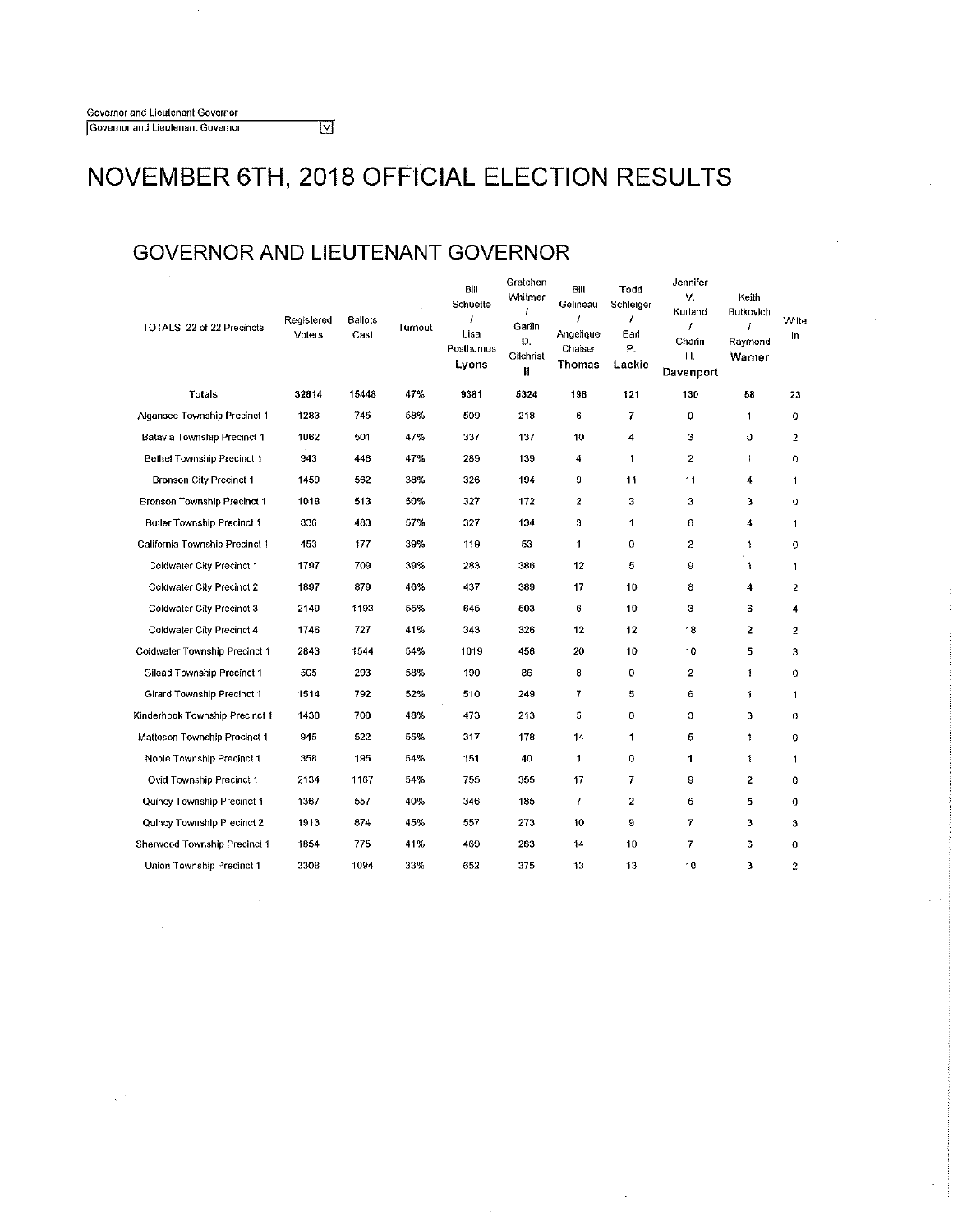Governor and Lieutenant Governor

Governor and Lieutenant Governor

# NOVEMBER 6TH, 2018 OFFICIAL ELECTION RESULTS

## GOVERNOR AND LIEUTENANT GOVERNOR

| TOTALS: 22 of 22 Precincts | Registered Voters | Ballots Cast | Turnout | Bill Schuette / Lisa Posthumus Lyons | Gretchen Whitmer / Garlin D. Gilchrist II | Bill Gelineau / Angelique Chaiser Thomas | Todd Schleiger / Earl P. Lackie | Jennifer V. Kurland / Charin H. Davenport | Keith Butkovich / Raymond Warner | Write In |
|---|---|---|---|---|---|---|---|---|---|---|
| **Totals** | **32814** | **15448** | **47%** | **9381** | **5324** | **198** | **121** | **130** | **58** | **23** |
| Algansee Township Precinct 1 | 1283 | 745 | 58% | 509 | 218 | 6 | 7 | 0 | 1 | 0 |
| Batavia Township Precinct 1 | 1062 | 501 | 47% | 337 | 137 | 10 | 4 | 3 | 0 | 2 |
| Bethel Township Precinct 1 | 943 | 446 | 47% | 289 | 139 | 4 | 1 | 2 | 1 | 0 |
| Bronson City Precinct 1 | 1459 | 562 | 38% | 326 | 194 | 9 | 11 | 11 | 4 | 1 |
| Bronson Township Precinct 1 | 1018 | 513 | 50% | 327 | 172 | 2 | 3 | 3 | 3 | 0 |
| Butler Township Precinct 1 | 836 | 483 | 57% | 327 | 134 | 3 | 1 | 6 | 4 | 1 |
| California Township Precinct 1 | 453 | 177 | 39% | 119 | 53 | 1 | 0 | 2 | 1 | 0 |
| Coldwater City Precinct 1 | 1797 | 709 | 39% | 283 | 386 | 12 | 5 | 9 | 1 | 1 |
| Coldwater City Precinct 2 | 1897 | 879 | 46% | 437 | 389 | 17 | 10 | 8 | 4 | 2 |
| Coldwater City Precinct 3 | 2149 | 1193 | 55% | 645 | 503 | 6 | 10 | 3 | 6 | 4 |
| Coldwater City Precinct 4 | 1746 | 727 | 41% | 343 | 326 | 12 | 12 | 18 | 2 | 2 |
| Coldwater Township Precinct 1 | 2843 | 1544 | 54% | 1019 | 456 | 20 | 10 | 10 | 5 | 3 |
| Gilead Township Precinct 1 | 505 | 293 | 58% | 190 | 86 | 8 | 0 | 2 | 1 | 0 |
| Girard Township Precinct 1 | 1514 | 792 | 52% | 510 | 249 | 7 | 5 | 6 | 1 | 1 |
| Kinderhook Township Precinct 1 | 1430 | 700 | 48% | 473 | 213 | 5 | 0 | 3 | 3 | 0 |
| Matteson Township Precinct 1 | 945 | 522 | 55% | 317 | 178 | 14 | 1 | 5 | 1 | 0 |
| Noble Township Precinct 1 | 358 | 195 | 54% | 151 | 40 | 1 | 0 | 1 | 1 | 1 |
| Ovid Township Precinct 1 | 2134 | 1167 | 54% | 755 | 355 | 17 | 7 | 9 | 2 | 0 |
| Quincy Township Precinct 1 | 1367 | 557 | 40% | 346 | 185 | 7 | 2 | 5 | 5 | 0 |
| Quincy Township Precinct 2 | 1913 | 874 | 45% | 557 | 273 | 10 | 9 | 7 | 3 | 3 |
| Sherwood Township Precinct 1 | 1854 | 775 | 41% | 469 | 263 | 14 | 10 | 7 | 6 | 0 |
| Union Township Precinct 1 | 3308 | 1094 | 33% | 652 | 375 | 13 | 13 | 10 | 3 | 2 |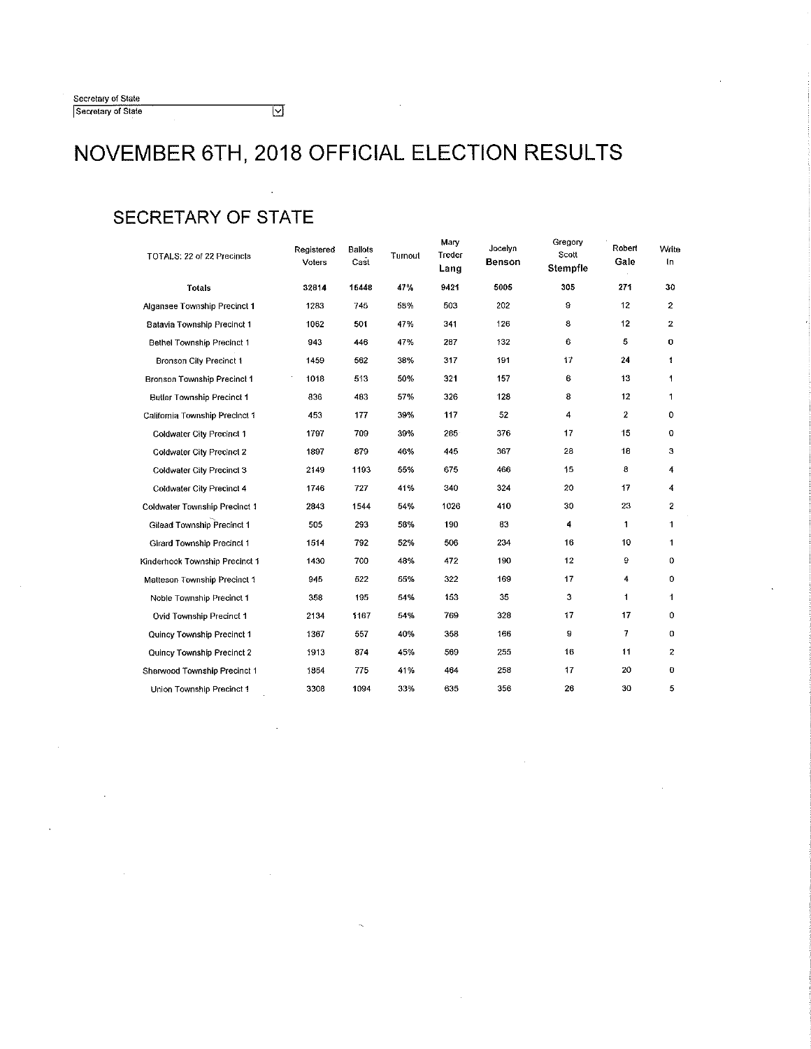Secretary of State

Secretary of State

# NOVEMBER 6TH, 2018 OFFICIAL ELECTION RESULTS

## SECRETARY OF STATE

| TOTALS: 22 of 22 Precincts | Registered Voters | Ballots Cast | Turnout | Mary Treder Lang | Jocelyn Benson | Gregory Scott Stempfle | Robert Gale | Write In |
|---|---|---|---|---|---|---|---|---|
| **Totals** | **32814** | **15448** | **47%** | **9421** | **5005** | **305** | **271** | **30** |
| Algansee Township Precinct 1 | 1283 | 745 | 58% | 503 | 202 | 9 | 12 | 2 |
| Batavia Township Precinct 1 | 1062 | 501 | 47% | 341 | 126 | 8 | 12 | 2 |
| Bethel Township Precinct 1 | 943 | 446 | 47% | 287 | 132 | 6 | 5 | 0 |
| Bronson City Precinct 1 | 1459 | 562 | 38% | 317 | 191 | 17 | 24 | 1 |
| Bronson Township Precinct 1 | 1018 | 513 | 50% | 321 | 157 | 6 | 13 | 1 |
| Butler Township Precinct 1 | 836 | 483 | 57% | 326 | 128 | 8 | 12 | 1 |
| California Township Precinct 1 | 453 | 177 | 39% | 117 | 52 | 4 | 2 | 0 |
| Coldwater City Precinct 1 | 1797 | 709 | 39% | 285 | 376 | 17 | 15 | 0 |
| Coldwater City Precinct 2 | 1897 | 879 | 46% | 445 | 367 | 28 | 18 | 3 |
| Coldwater City Precinct 3 | 2149 | 1193 | 55% | 675 | 466 | 15 | 8 | 4 |
| Coldwater City Precinct 4 | 1746 | 727 | 41% | 340 | 324 | 20 | 17 | 4 |
| Coldwater Township Precinct 1 | 2843 | 1544 | 54% | 1028 | 410 | 30 | 23 | 2 |
| Gilead Township Precinct 1 | 505 | 293 | 58% | 190 | 83 | 4 | 1 | 1 |
| Girard Township Precinct 1 | 1514 | 792 | 52% | 506 | 234 | 16 | 10 | 1 |
| Kinderhook Township Precinct 1 | 1430 | 700 | 48% | 472 | 190 | 12 | 9 | 0 |
| Matteson Township Precinct 1 | 945 | 522 | 55% | 322 | 169 | 17 | 4 | 0 |
| Noble Township Precinct 1 | 358 | 195 | 54% | 153 | 35 | 3 | 1 | 1 |
| Ovid Township Precinct 1 | 2134 | 1167 | 54% | 769 | 328 | 17 | 17 | 0 |
| Quincy Township Precinct 1 | 1367 | 557 | 40% | 358 | 166 | 9 | 7 | 0 |
| Quincy Township Precinct 2 | 1913 | 874 | 45% | 569 | 255 | 16 | 11 | 2 |
| Sherwood Township Precinct 1 | 1854 | 775 | 41% | 464 | 258 | 17 | 20 | 0 |
| Union Township Precinct 1 | 3308 | 1094 | 33% | 635 | 356 | 26 | 30 | 5 |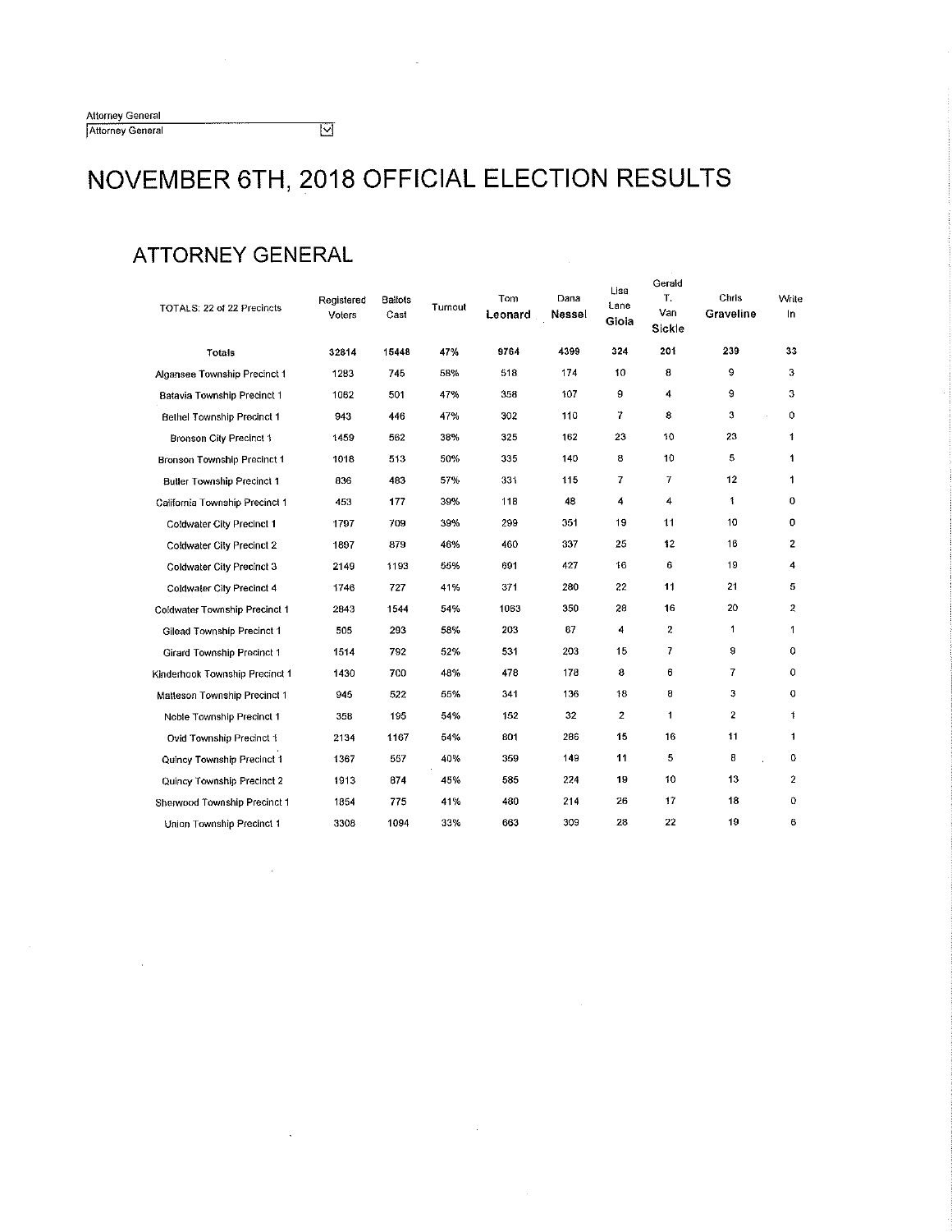Attorney General

Attorney General

# NOVEMBER 6TH, 2018 OFFICIAL ELECTION RESULTS

## ATTORNEY GENERAL

| TOTALS: 22 of 22 Precincts | Registered Voters | Ballots Cast | Turnout | Tom Leonard | Dana Nessel | Lisa Lane Gioia | Gerald T. Van Sickle | Chris Graveline | Write In |
|---|---|---|---|---|---|---|---|---|---|
| **Totals** | **32814** | **15448** | **47%** | **9764** | **4399** | **324** | **201** | **239** | **33** |
| Algansee Township Precinct 1 | 1283 | 745 | 58% | 518 | 174 | 10 | 8 | 9 | 3 |
| Batavia Township Precinct 1 | 1062 | 501 | 47% | 358 | 107 | 9 | 4 | 9 | 3 |
| Bethel Township Precinct 1 | 943 | 446 | 47% | 302 | 110 | 7 | 8 | 3 | 0 |
| Bronson City Precinct 1 | 1459 | 562 | 38% | 325 | 162 | 23 | 10 | 23 | 1 |
| Bronson Township Precinct 1 | 1018 | 513 | 50% | 335 | 140 | 8 | 10 | 5 | 1 |
| Butler Township Precinct 1 | 836 | 483 | 57% | 331 | 115 | 7 | 7 | 12 | 1 |
| California Township Precinct 1 | 453 | 177 | 39% | 118 | 48 | 4 | 4 | 1 | 0 |
| Coldwater City Precinct 1 | 1797 | 709 | 39% | 299 | 351 | 19 | 11 | 10 | 0 |
| Coldwater City Precinct 2 | 1897 | 879 | 46% | 460 | 337 | 25 | 12 | 16 | 2 |
| Coldwater City Precinct 3 | 2149 | 1193 | 55% | 691 | 427 | 16 | 6 | 19 | 4 |
| Coldwater City Precinct 4 | 1746 | 727 | 41% | 371 | 280 | 22 | 11 | 21 | 5 |
| Coldwater Township Precinct 1 | 2843 | 1544 | 54% | 1063 | 350 | 28 | 16 | 20 | 2 |
| Gilead Township Precinct 1 | 505 | 293 | 58% | 203 | 67 | 4 | 2 | 1 | 1 |
| Girard Township Precinct 1 | 1514 | 792 | 52% | 531 | 203 | 15 | 7 | 9 | 0 |
| Kinderhook Township Precinct 1 | 1430 | 700 | 48% | 476 | 178 | 8 | 6 | 7 | 0 |
| Matteson Township Precinct 1 | 945 | 522 | 55% | 341 | 136 | 18 | 8 | 3 | 0 |
| Noble Township Precinct 1 | 358 | 195 | 54% | 152 | 32 | 2 | 1 | 2 | 1 |
| Ovid Township Precinct 1 | 2134 | 1167 | 54% | 801 | 286 | 15 | 16 | 11 | 1 |
| Quincy Township Precinct 1 | 1367 | 557 | 40% | 359 | 149 | 11 | 5 | 8 | 0 |
| Quincy Township Precinct 2 | 1913 | 874 | 45% | 585 | 224 | 19 | 10 | 13 | 2 |
| Sherwood Township Precinct 1 | 1854 | 775 | 41% | 480 | 214 | 26 | 17 | 18 | 0 |
| Union Township Precinct 1 | 3308 | 1094 | 33% | 663 | 309 | 28 | 22 | 19 | 6 |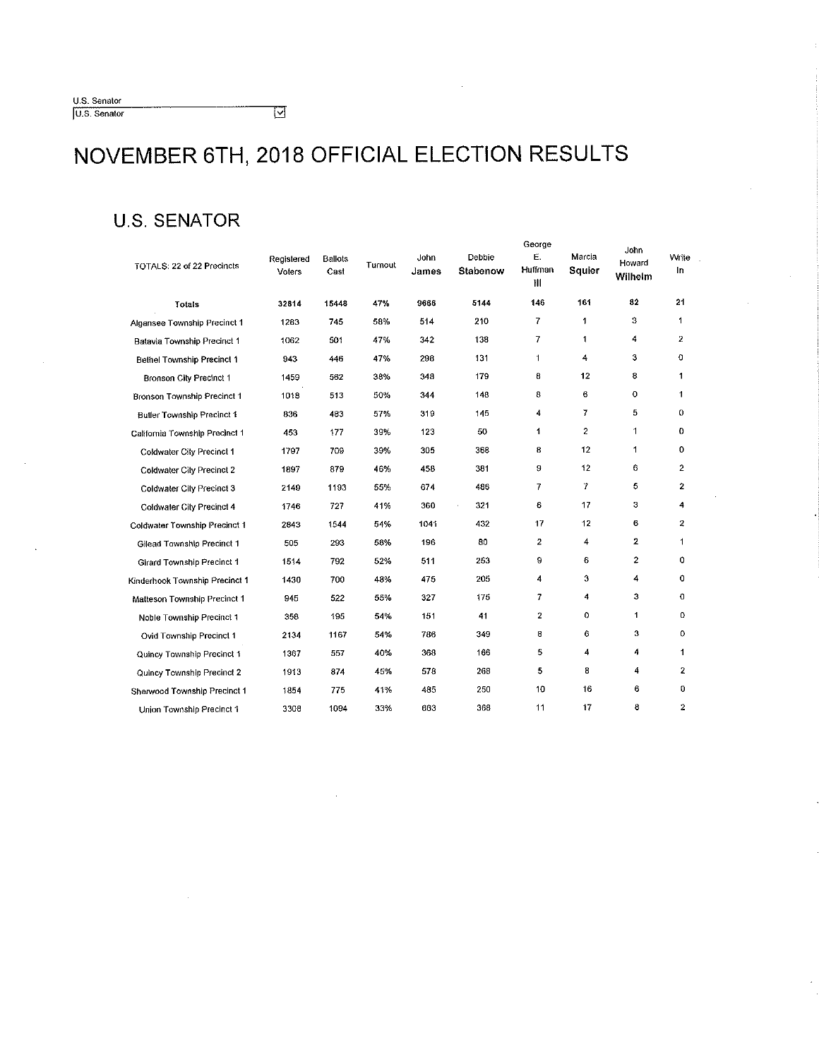U.S. Senator

U.S. Senator ☑

# NOVEMBER 6TH, 2018 OFFICIAL ELECTION RESULTS

## U.S. SENATOR

| TOTALS: 22 of 22 Precincts | Registered Voters | Ballots Cast | Turnout | John James | Debbie Stabenow | George E. Huffman III | Marcia Squier | John Howard Wilhelm | Write In |
|---|---|---|---|---|---|---|---|---|---|
| **Totals** | **32814** | **15448** | **47%** | **9666** | **5144** | **146** | **161** | **82** | **21** |
| Algansee Township Precinct 1 | 1283 | 745 | 58% | 514 | 210 | 7 | 1 | 3 | 1 |
| Batavia Township Precinct 1 | 1062 | 501 | 47% | 342 | 138 | 7 | 1 | 4 | 2 |
| Bethel Township Precinct 1 | 943 | 446 | 47% | 298 | 131 | 1 | 4 | 3 | 0 |
| Bronson City Precinct 1 | 1459 | 562 | 38% | 348 | 179 | 8 | 12 | 8 | 1 |
| Bronson Township Precinct 1 | 1018 | 513 | 50% | 344 | 148 | 8 | 6 | 0 | 1 |
| Butler Township Precinct 1 | 836 | 483 | 57% | 319 | 145 | 4 | 7 | 5 | 0 |
| California Township Precinct 1 | 453 | 177 | 39% | 123 | 50 | 1 | 2 | 1 | 0 |
| Coldwater City Precinct 1 | 1797 | 709 | 39% | 305 | 368 | 8 | 12 | 1 | 0 |
| Coldwater City Precinct 2 | 1897 | 879 | 46% | 458 | 381 | 9 | 12 | 6 | 2 |
| Coldwater City Precinct 3 | 2149 | 1193 | 55% | 674 | 486 | 7 | 7 | 5 | 2 |
| Coldwater City Precinct 4 | 1746 | 727 | 41% | 360 | 321 | 6 | 17 | 3 | 4 |
| Coldwater Township Precinct 1 | 2843 | 1544 | 54% | 1041 | 432 | 17 | 12 | 6 | 2 |
| Gilead Township Precinct 1 | 505 | 293 | 58% | 196 | 80 | 2 | 4 | 2 | 1 |
| Girard Township Precinct 1 | 1514 | 792 | 52% | 511 | 253 | 9 | 6 | 2 | 0 |
| Kinderhook Township Precinct 1 | 1430 | 700 | 48% | 475 | 205 | 4 | 3 | 4 | 0 |
| Matteson Township Precinct 1 | 945 | 522 | 55% | 327 | 175 | 7 | 4 | 3 | 0 |
| Noble Township Precinct 1 | 358 | 195 | 54% | 151 | 41 | 2 | 0 | 1 | 0 |
| Ovid Township Precinct 1 | 2134 | 1167 | 54% | 786 | 349 | 8 | 6 | 3 | 0 |
| Quincy Township Precinct 1 | 1367 | 557 | 40% | 368 | 166 | 5 | 4 | 4 | 1 |
| Quincy Township Precinct 2 | 1913 | 874 | 45% | 578 | 268 | 5 | 8 | 4 | 2 |
| Sherwood Township Precinct 1 | 1854 | 775 | 41% | 485 | 250 | 10 | 16 | 6 | 0 |
| Union Township Precinct 1 | 3308 | 1094 | 33% | 663 | 368 | 11 | 17 | 8 | 2 |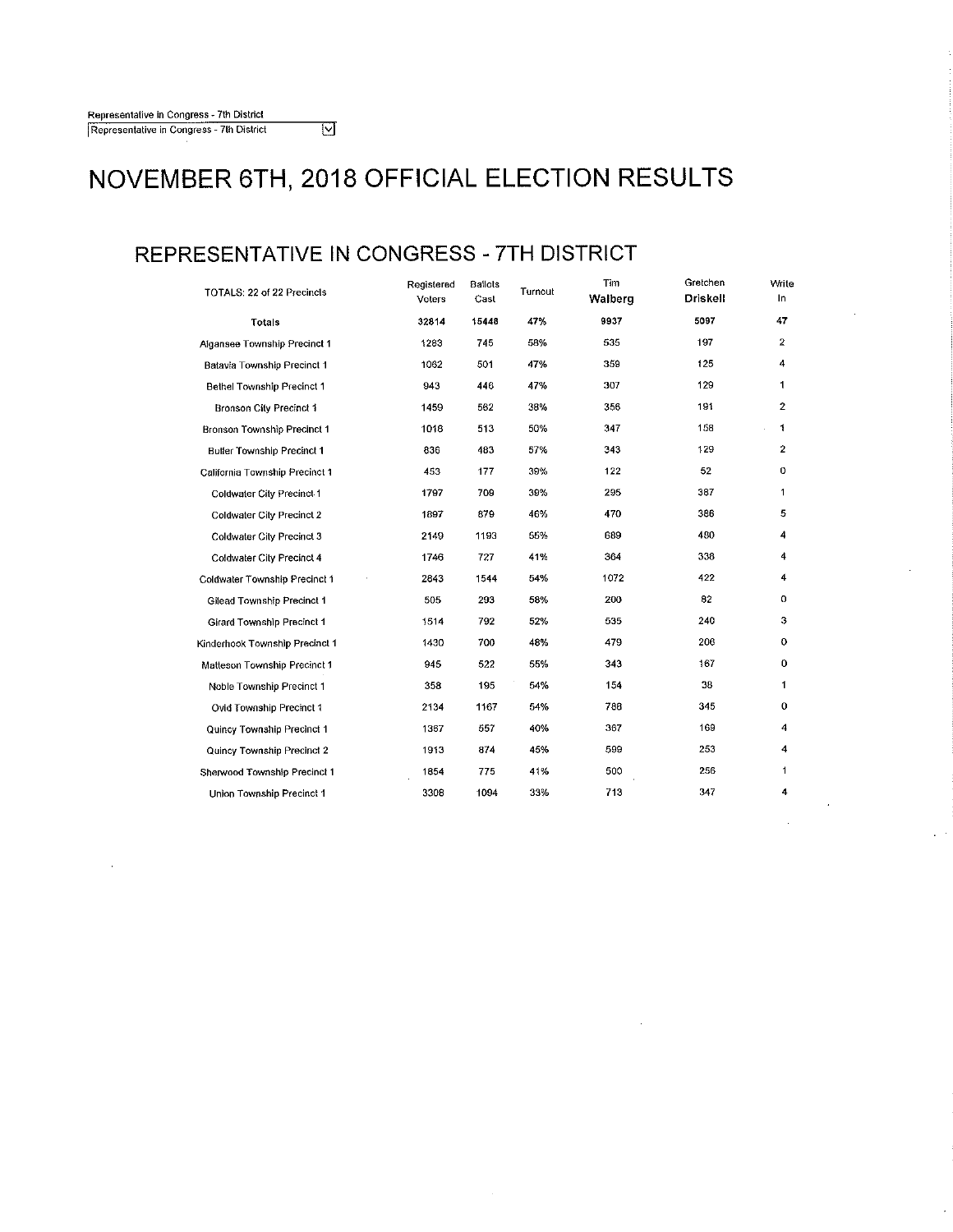Representative in Congress - 7th District

Representative in Congress - 7th District

# NOVEMBER 6TH, 2018 OFFICIAL ELECTION RESULTS

## REPRESENTATIVE IN CONGRESS - 7TH DISTRICT

| TOTALS: 22 of 22 Precincts | Registered Voters | Ballots Cast | Turnout | Tim **Walberg** | Gretchen **Driskell** | Write In |
|---|---|---|---|---|---|---|
| **Totals** | **32814** | **15448** | **47%** | **9937** | **5097** | **47** |
| Algansee Township Precinct 1 | 1283 | 745 | 58% | 535 | 197 | 2 |
| Batavia Township Precinct 1 | 1062 | 501 | 47% | 359 | 125 | 4 |
| Bethel Township Precinct 1 | 943 | 446 | 47% | 307 | 129 | 1 |
| Bronson City Precinct 1 | 1459 | 562 | 38% | 356 | 191 | 2 |
| Bronson Township Precinct 1 | 1018 | 513 | 50% | 347 | 158 | 1 |
| Butler Township Precinct 1 | 836 | 483 | 57% | 343 | 129 | 2 |
| California Township Precinct 1 | 453 | 177 | 39% | 122 | 52 | 0 |
| Coldwater City Precinct 1 | 1797 | 709 | 39% | 295 | 387 | 1 |
| Coldwater City Precinct 2 | 1897 | 879 | 46% | 470 | 386 | 5 |
| Coldwater City Precinct 3 | 2149 | 1193 | 55% | 689 | 480 | 4 |
| Coldwater City Precinct 4 | 1746 | 727 | 41% | 364 | 338 | 4 |
| Coldwater Township Precinct 1 | 2843 | 1544 | 54% | 1072 | 422 | 4 |
| Gilead Township Precinct 1 | 505 | 293 | 58% | 200 | 82 | 0 |
| Girard Township Precinct 1 | 1514 | 792 | 52% | 535 | 240 | 3 |
| Kinderhook Township Precinct 1 | 1430 | 700 | 48% | 479 | 206 | 0 |
| Matteson Township Precinct 1 | 945 | 522 | 55% | 343 | 167 | 0 |
| Noble Township Precinct 1 | 358 | 195 | 54% | 154 | 38 | 1 |
| Ovid Township Precinct 1 | 2134 | 1167 | 54% | 788 | 345 | 0 |
| Quincy Township Precinct 1 | 1367 | 557 | 40% | 367 | 169 | 4 |
| Quincy Township Precinct 2 | 1913 | 874 | 45% | 599 | 253 | 4 |
| Sherwood Township Precinct 1 | 1854 | 775 | 41% | 500 | 256 | 1 |
| Union Township Precinct 1 | 3308 | 1094 | 33% | 713 | 347 | 4 |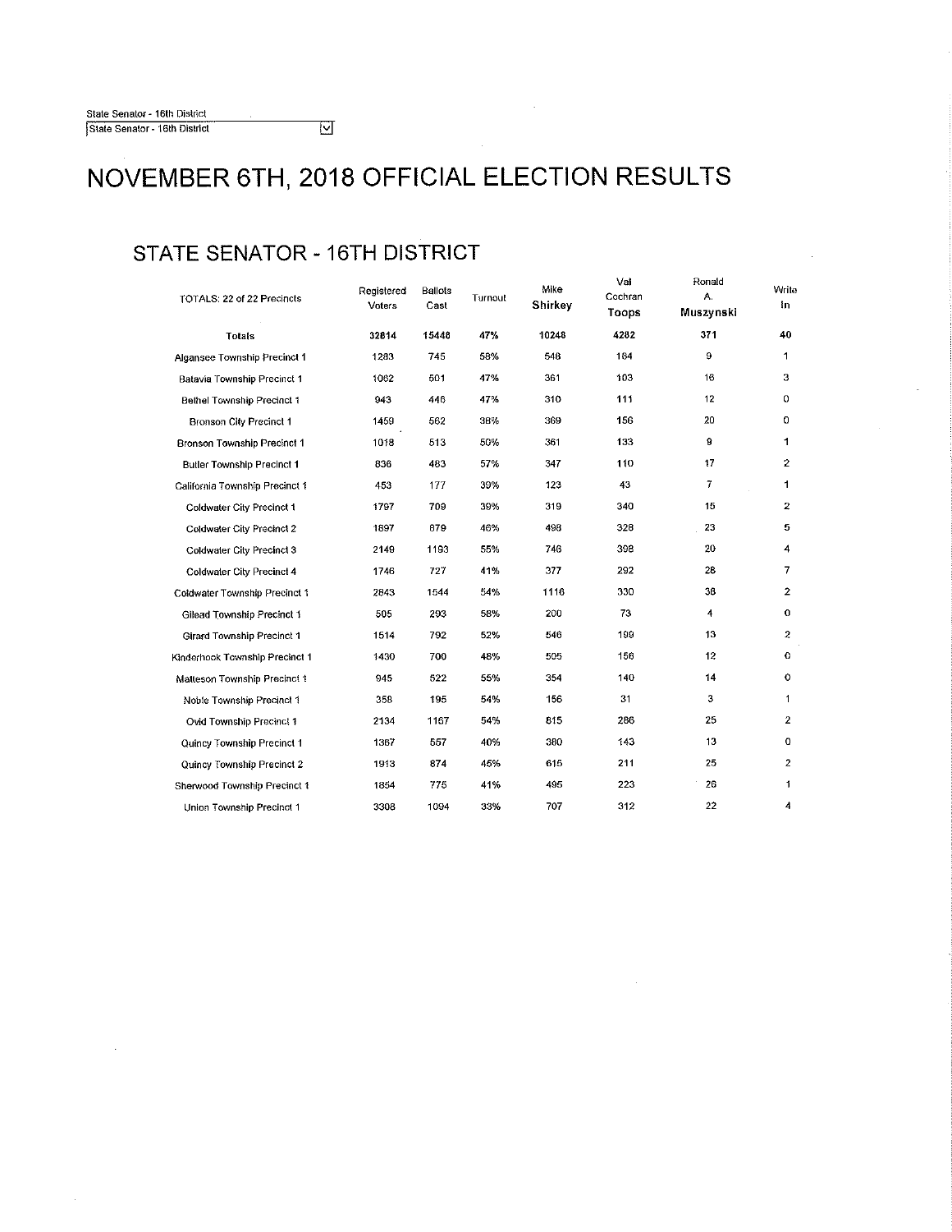State Senator - 16th District

State Senator - 16th District

# NOVEMBER 6TH, 2018 OFFICIAL ELECTION RESULTS

## STATE SENATOR - 16TH DISTRICT

| TOTALS: 22 of 22 Precincts | Registered Voters | Ballots Cast | Turnout | Mike **Shirkey** | Val Cochran **Toops** | Ronald A. **Muszynski** | Write In |
|---|---|---|---|---|---|---|---|
| **Totals** | **32814** | **15448** | **47%** | **10248** | **4282** | **371** | **40** |
| Algansee Township Precinct 1 | 1283 | 745 | 58% | 548 | 184 | 9 | 1 |
| Batavia Township Precinct 1 | 1062 | 501 | 47% | 361 | 103 | 16 | 3 |
| Bethel Township Precinct 1 | 943 | 446 | 47% | 310 | 111 | 12 | 0 |
| Bronson City Precinct 1 | 1459 | 562 | 38% | 369 | 156 | 20 | 0 |
| Bronson Township Precinct 1 | 1018 | 513 | 50% | 361 | 133 | 9 | 1 |
| Butler Township Precinct 1 | 836 | 483 | 57% | 347 | 110 | 17 | 2 |
| California Township Precinct 1 | 453 | 177 | 39% | 123 | 43 | 7 | 1 |
| Coldwater City Precinct 1 | 1797 | 709 | 39% | 319 | 340 | 15 | 2 |
| Coldwater City Precinct 2 | 1697 | 879 | 46% | 498 | 328 | 23 | 5 |
| Coldwater City Precinct 3 | 2149 | 1193 | 55% | 746 | 398 | 20 | 4 |
| Coldwater City Precinct 4 | 1746 | 727 | 41% | 377 | 292 | 28 | 7 |
| Coldwater Township Precinct 1 | 2843 | 1544 | 54% | 1116 | 330 | 38 | 2 |
| Gilead Township Precinct 1 | 505 | 293 | 58% | 200 | 73 | 4 | 0 |
| Girard Township Precinct 1 | 1514 | 792 | 52% | 546 | 199 | 13 | 2 |
| Kinderhook Township Precinct 1 | 1430 | 700 | 48% | 505 | 156 | 12 | 0 |
| Matteson Township Precinct 1 | 945 | 522 | 55% | 354 | 140 | 14 | 0 |
| Noble Township Precinct 1 | 358 | 195 | 54% | 156 | 31 | 3 | 1 |
| Ovid Township Precinct 1 | 2134 | 1167 | 54% | 815 | 286 | 25 | 2 |
| Quincy Township Precinct 1 | 1367 | 557 | 40% | 380 | 143 | 13 | 0 |
| Quincy Township Precinct 2 | 1913 | 874 | 45% | 615 | 211 | 25 | 2 |
| Sherwood Township Precinct 1 | 1854 | 775 | 41% | 495 | 223 | 26 | 1 |
| Union Township Precinct 1 | 3308 | 1094 | 33% | 707 | 312 | 22 | 4 |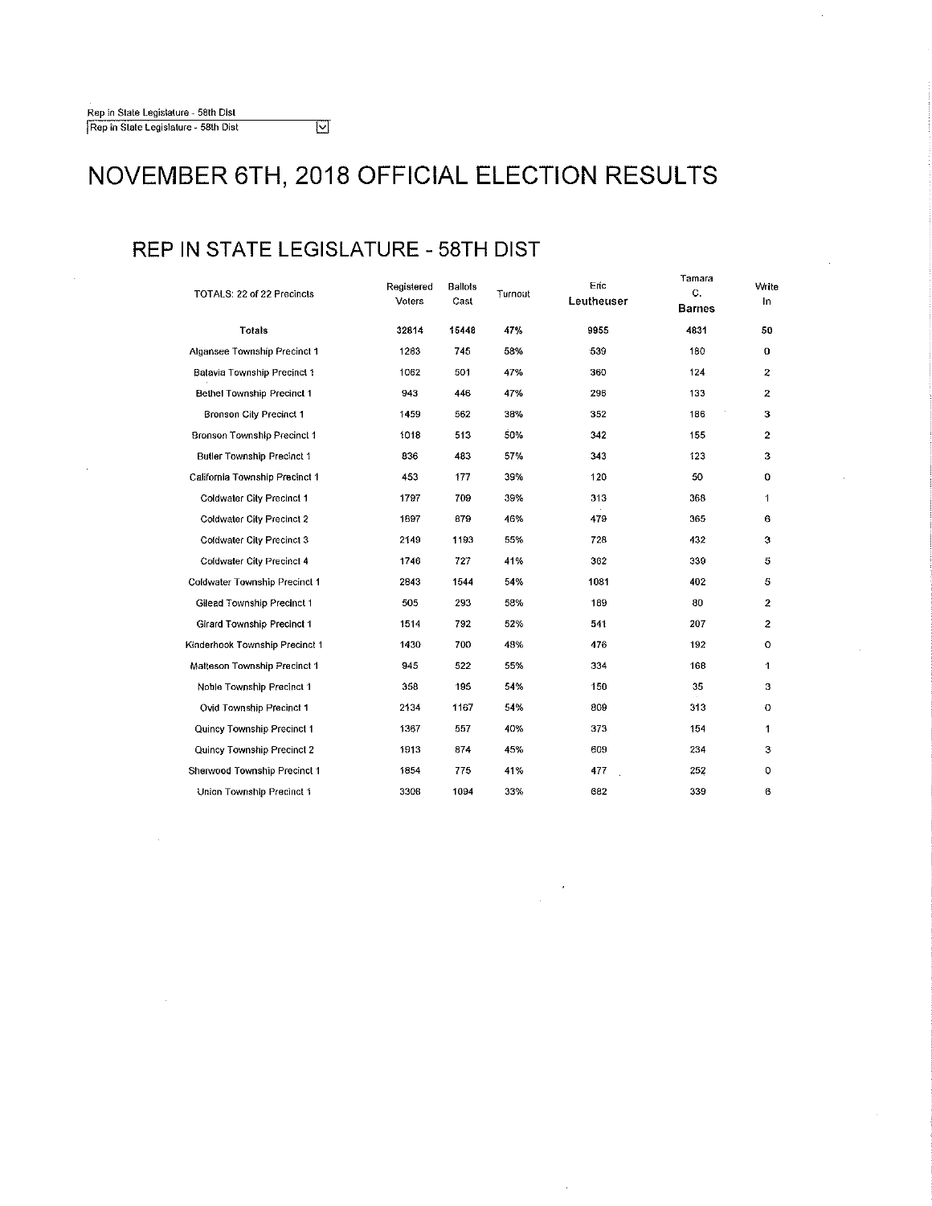Rep in State Legislature - 58th Dist

Rep in State Legislature - 58th Dist

# NOVEMBER 6TH, 2018 OFFICIAL ELECTION RESULTS

## REP IN STATE LEGISLATURE - 58TH DIST

| TOTALS: 22 of 22 Precincts | Registered Voters | Ballots Cast | Turnout | Eric **Leutheuser** | Tamara C. **Barnes** | Write In |
|---|---|---|---|---|---|---|
| **Totals** | **32814** | **15448** | **47%** | **9955** | **4631** | **50** |
| Algansee Township Precinct 1 | 1283 | 745 | 58% | 539 | 180 | 0 |
| Batavia Township Precinct 1 | 1062 | 501 | 47% | 360 | 124 | 2 |
| Bethel Township Precinct 1 | 943 | 446 | 47% | 296 | 133 | 2 |
| Bronson City Precinct 1 | 1459 | 562 | 38% | 352 | 186 | 3 |
| Bronson Township Precinct 1 | 1018 | 513 | 50% | 342 | 155 | 2 |
| Butler Township Precinct 1 | 836 | 483 | 57% | 343 | 123 | 3 |
| California Township Precinct 1 | 453 | 177 | 39% | 120 | 50 | 0 |
| Coldwater City Precinct 1 | 1797 | 709 | 39% | 313 | 368 | 1 |
| Coldwater City Precinct 2 | 1697 | 879 | 46% | 479 | 365 | 6 |
| Coldwater City Precinct 3 | 2149 | 1193 | 55% | 728 | 432 | 3 |
| Coldwater City Precinct 4 | 1746 | 727 | 41% | 362 | 339 | 5 |
| Coldwater Township Precinct 1 | 2843 | 1544 | 54% | 1081 | 402 | 5 |
| Gilead Township Precinct 1 | 505 | 293 | 58% | 189 | 80 | 2 |
| Girard Township Precinct 1 | 1514 | 792 | 52% | 541 | 207 | 2 |
| Kinderhook Township Precinct 1 | 1430 | 700 | 48% | 476 | 192 | 0 |
| Matteson Township Precinct 1 | 945 | 522 | 55% | 334 | 168 | 1 |
| Noble Township Precinct 1 | 358 | 195 | 54% | 150 | 35 | 3 |
| Ovid Township Precinct 1 | 2134 | 1167 | 54% | 809 | 313 | 0 |
| Quincy Township Precinct 1 | 1367 | 557 | 40% | 373 | 154 | 1 |
| Quincy Township Precinct 2 | 1913 | 874 | 45% | 609 | 234 | 3 |
| Sherwood Township Precinct 1 | 1854 | 775 | 41% | 477 | 252 | 0 |
| Union Township Precinct 1 | 3308 | 1094 | 33% | 682 | 339 | 6 |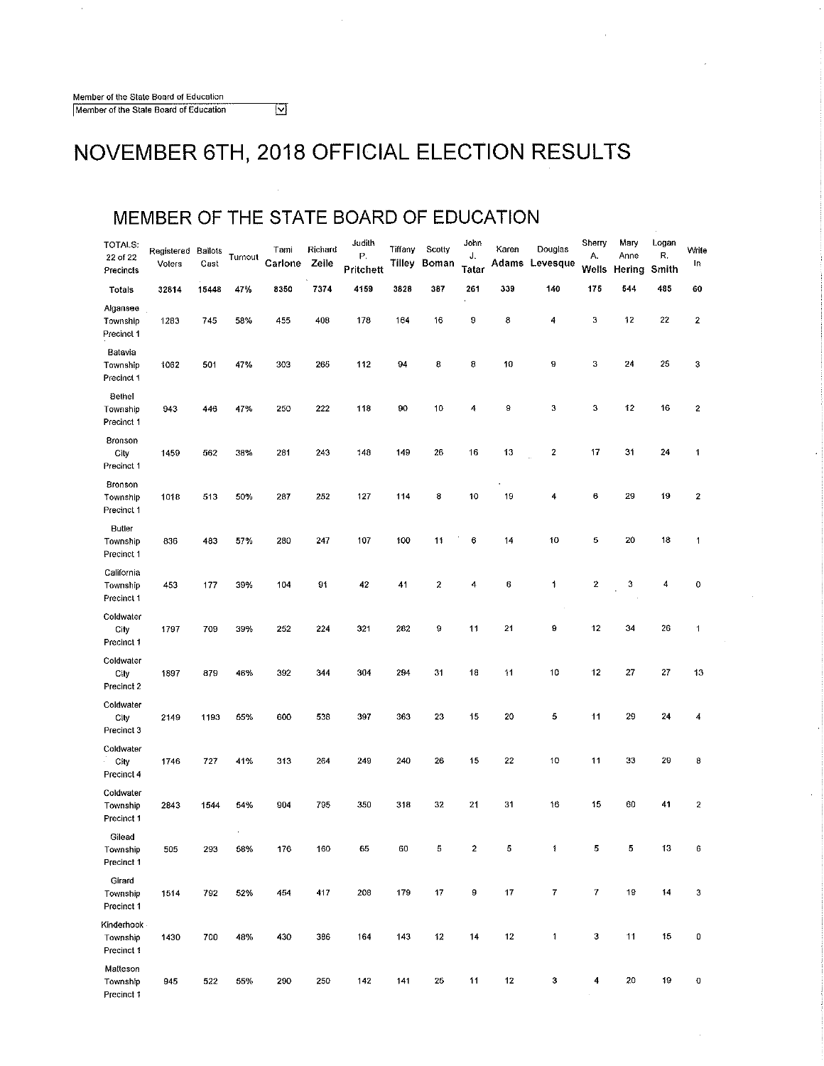Member of the State Board of Education

Member of the State Board of Education

# NOVEMBER 6TH, 2018 OFFICIAL ELECTION RESULTS

## MEMBER OF THE STATE BOARD OF EDUCATION

| TOTALS: 22 of 22 Precincts | Registered Voters | Ballots Cast | Turnout | Tami Carlone | Richard Zeile | Judith P. Pritchett | Tiffany Tilley | Scotty Boman | John J. Tatar | Karen Adams | Douglas Levesque | Sherry A. Wells | Mary Anne Hering | Logan R. Smith | Write In |
|---|---|---|---|---|---|---|---|---|---|---|---|---|---|---|---|
| Totals | 32614 | 15448 | 47% | 8350 | 7374 | 4159 | 3828 | 387 | 261 | 339 | 140 | 175 | 544 | 485 | 60 |
| Algansee Township Precinct 1 | 1283 | 745 | 58% | 455 | 408 | 178 | 164 | 16 | 9 | 8 | 4 | 3 | 12 | 22 | 2 |
| Batavia Township Precinct 1 | 1062 | 501 | 47% | 303 | 265 | 112 | 94 | 8 | 8 | 10 | 9 | 3 | 24 | 25 | 3 |
| Bethel Township Precinct 1 | 943 | 446 | 47% | 250 | 222 | 118 | 90 | 10 | 4 | 9 | 3 | 3 | 12 | 16 | 2 |
| Bronson City Precinct 1 | 1459 | 562 | 38% | 281 | 243 | 148 | 149 | 26 | 16 | 13 | 2 | 17 | 31 | 24 | 1 |
| Bronson Township Precinct 1 | 1018 | 513 | 50% | 287 | 252 | 127 | 114 | 8 | 10 | 19 | 4 | 6 | 29 | 19 | 2 |
| Butler Township Precinct 1 | 836 | 483 | 57% | 280 | 247 | 107 | 100 | 11 | 6 | 14 | 10 | 5 | 20 | 18 | 1 |
| California Township Precinct 1 | 453 | 177 | 39% | 104 | 91 | 42 | 41 | 2 | 4 | 6 | 1 | 2 | 3 | 4 | 0 |
| Coldwater City Precinct 1 | 1797 | 709 | 39% | 252 | 224 | 321 | 282 | 9 | 11 | 21 | 9 | 12 | 34 | 26 | 1 |
| Coldwater City Precinct 2 | 1897 | 879 | 46% | 392 | 344 | 304 | 294 | 31 | 18 | 11 | 10 | 12 | 27 | 27 | 13 |
| Coldwater City Precinct 3 | 2149 | 1193 | 55% | 600 | 538 | 397 | 363 | 23 | 15 | 20 | 5 | 11 | 29 | 24 | 4 |
| Coldwater City Precinct 4 | 1746 | 727 | 41% | 313 | 264 | 249 | 240 | 26 | 15 | 22 | 10 | 11 | 33 | 29 | 8 |
| Coldwater Township Precinct 1 | 2843 | 1544 | 54% | 904 | 795 | 350 | 318 | 32 | 21 | 31 | 16 | 15 | 60 | 41 | 2 |
| Gilead Township Precinct 1 | 505 | 293 | 58% | 176 | 160 | 65 | 60 | 5 | 2 | 5 | 1 | 5 | 5 | 13 | 6 |
| Girard Township Precinct 1 | 1514 | 792 | 52% | 454 | 417 | 208 | 179 | 17 | 9 | 17 | 7 | 7 | 19 | 14 | 3 |
| Kinderhook Township Precinct 1 | 1430 | 700 | 48% | 430 | 386 | 164 | 143 | 12 | 14 | 12 | 1 | 3 | 11 | 15 | 0 |
| Matteson Township Precinct 1 | 945 | 522 | 55% | 290 | 250 | 142 | 141 | 25 | 11 | 12 | 3 | 4 | 20 | 19 | 0 |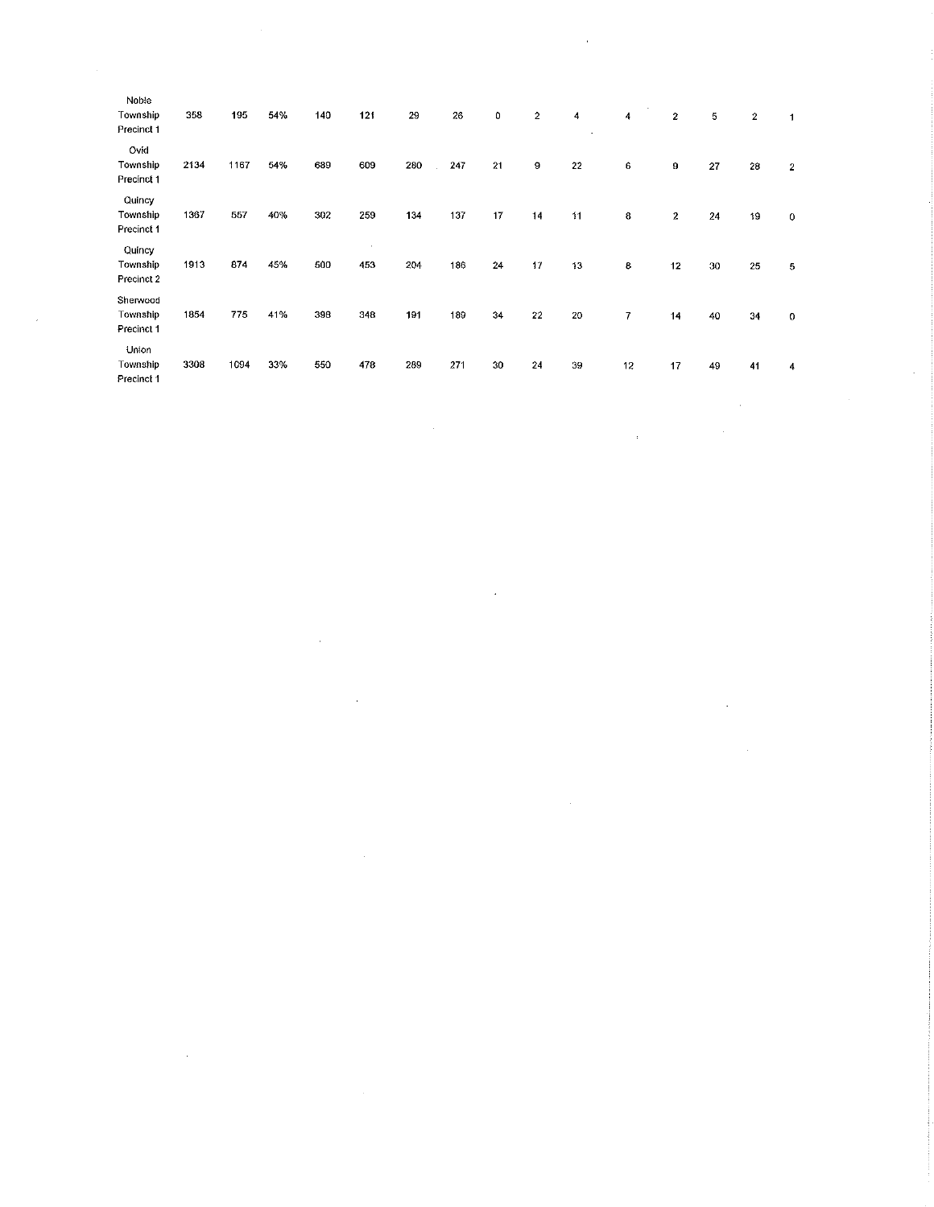| | | | | | | | | | | | | | | | |
|---|---|---|---|---|---|---|---|---|---|---|---|---|---|---|---|
| Noble Township Precinct 1 | 358 | 195 | 54% | 140 | 121 | 29 | 26 | 0 | 2 | 4 | 4 | 2 | 5 | 2 | 1 |
| Ovid Township Precinct 1 | 2134 | 1167 | 54% | 689 | 609 | 280 | 247 | 21 | 9 | 22 | 6 | 9 | 27 | 28 | 2 |
| Quincy Township Precinct 1 | 1367 | 557 | 40% | 302 | 259 | 134 | 137 | 17 | 14 | 11 | 8 | 2 | 24 | 19 | 0 |
| Quincy Township Precinct 2 | 1913 | 874 | 45% | 500 | 453 | 204 | 186 | 24 | 17 | 13 | 8 | 12 | 30 | 25 | 5 |
| Sherwood Township Precinct 1 | 1854 | 775 | 41% | 398 | 348 | 191 | 189 | 34 | 22 | 20 | 7 | 14 | 40 | 34 | 0 |
| Union Township Precinct 1 | 3308 | 1094 | 33% | 550 | 478 | 289 | 271 | 30 | 24 | 39 | 12 | 17 | 49 | 41 | 4 |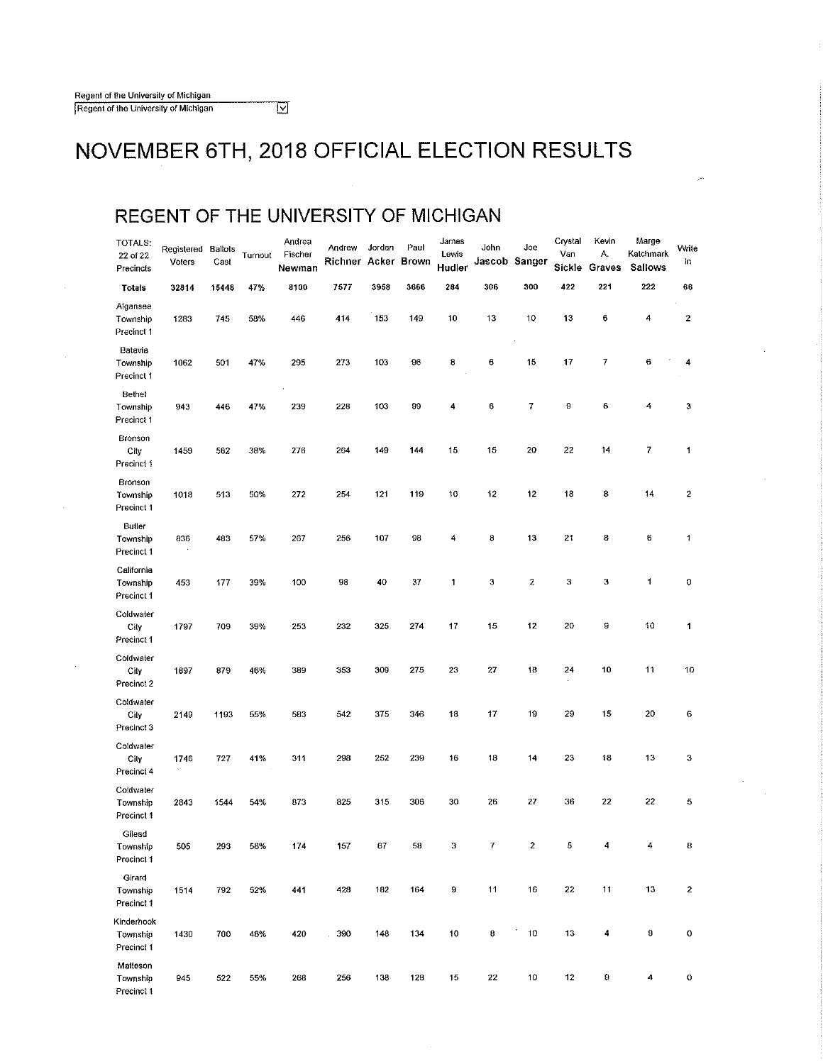Regent of the University of Michigan

Regent of the University of Michigan

# NOVEMBER 6TH, 2018 OFFICIAL ELECTION RESULTS

## REGENT OF THE UNIVERSITY OF MICHIGAN

| TOTALS: 22 of 22 Precincts | Registered Voters | Ballots Cast | Turnout | Andrea Fischer Newman | Andrew Richner | Jordan Acker | Paul Brown | James Lewis Hudler | John Jascob | Joe Sanger | Crystal Van Sickle | Kevin A. Graves | Marge Katchmark Sallows | Write In |
|---|---|---|---|---|---|---|---|---|---|---|---|---|---|---|
| **Totals** | **32814** | **15448** | **47%** | **8100** | **7577** | **3958** | **3666** | **284** | **306** | **300** | **422** | **221** | **222** | **66** |
| Algansee Township Precinct 1 | 1283 | 745 | 58% | 446 | 414 | 153 | 149 | 10 | 13 | 10 | 13 | 6 | 4 | 2 |
| Batavia Township Precinct 1 | 1062 | 501 | 47% | 295 | 273 | 103 | 96 | 8 | 6 | 15 | 17 | 7 | 6 | 4 |
| Bethel Township Precinct 1 | 943 | 446 | 47% | 239 | 228 | 103 | 99 | 4 | 6 | 7 | 9 | 6 | 4 | 3 |
| Bronson City Precinct 1 | 1459 | 562 | 38% | 276 | 264 | 149 | 144 | 15 | 15 | 20 | 22 | 14 | 7 | 1 |
| Bronson Township Precinct 1 | 1018 | 513 | 50% | 272 | 254 | 121 | 119 | 10 | 12 | 12 | 18 | 8 | 14 | 2 |
| Butler Township Precinct 1 | 836 | 483 | 57% | 267 | 256 | 107 | 98 | 4 | 8 | 13 | 21 | 8 | 6 | 1 |
| California Township Precinct 1 | 453 | 177 | 39% | 100 | 98 | 40 | 37 | 1 | 3 | 2 | 3 | 3 | 1 | 0 |
| Coldwater City Precinct 1 | 1797 | 709 | 39% | 253 | 232 | 325 | 274 | 17 | 15 | 12 | 20 | 9 | 10 | 1 |
| Coldwater City Precinct 2 | 1897 | 879 | 46% | 389 | 353 | 309 | 275 | 23 | 27 | 18 | 24 | 10 | 11 | 10 |
| Coldwater City Precinct 3 | 2149 | 1193 | 55% | 583 | 542 | 375 | 346 | 18 | 17 | 19 | 29 | 15 | 20 | 6 |
| Coldwater City Precinct 4 | 1746 | 727 | 41% | 311 | 298 | 252 | 239 | 16 | 18 | 14 | 23 | 18 | 13 | 3 |
| Coldwater Township Precinct 1 | 2843 | 1544 | 54% | 873 | 825 | 315 | 306 | 30 | 26 | 27 | 36 | 22 | 22 | 5 |
| Gilead Township Precinct 1 | 505 | 293 | 58% | 174 | 157 | 67 | 58 | 3 | 7 | 2 | 5 | 4 | 4 | 8 |
| Girard Township Precinct 1 | 1514 | 792 | 52% | 441 | 428 | 182 | 164 | 9 | 11 | 16 | 22 | 11 | 13 | 2 |
| Kinderhook Township Precinct 1 | 1430 | 700 | 48% | 420 | 390 | 148 | 134 | 10 | 8 | 10 | 13 | 4 | 9 | 0 |
| Matteson Township Precinct 1 | 945 | 522 | 55% | 268 | 256 | 138 | 128 | 15 | 22 | 10 | 12 | 9 | 4 | 0 |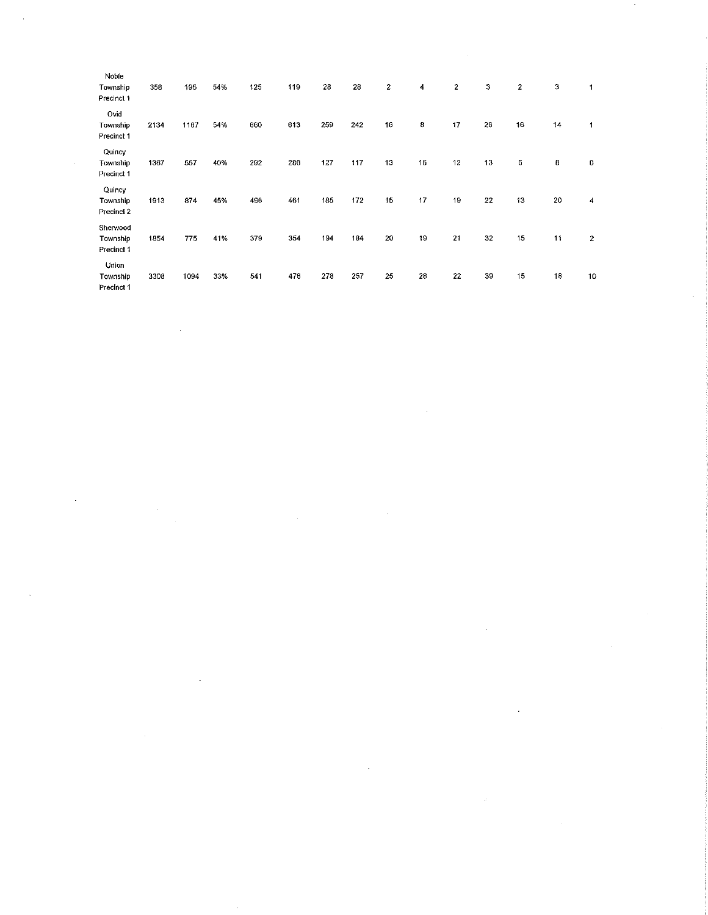| | | | | | | | | | | | | | | |
|---|---|---|---|---|---|---|---|---|---|---|---|---|---|---|
| Noble Township Precinct 1 | 358 | 195 | 54% | 125 | 119 | 28 | 28 | 2 | 4 | 2 | 3 | 2 | 3 | 1 |
| Ovid Township Precinct 1 | 2134 | 1167 | 54% | 660 | 613 | 259 | 242 | 16 | 8 | 17 | 26 | 16 | 14 | 1 |
| Quincy Township Precinct 1 | 1367 | 557 | 40% | 292 | 286 | 127 | 117 | 13 | 16 | 12 | 13 | 6 | 8 | 0 |
| Quincy Township Precinct 2 | 1913 | 874 | 45% | 496 | 461 | 185 | 172 | 15 | 17 | 19 | 22 | 13 | 20 | 4 |
| Sherwood Township Precinct 1 | 1854 | 775 | 41% | 379 | 354 | 194 | 184 | 20 | 19 | 21 | 32 | 15 | 11 | 2 |
| Union Township Precinct 1 | 3308 | 1094 | 33% | 541 | 476 | 278 | 257 | 25 | 28 | 22 | 39 | 15 | 18 | 10 |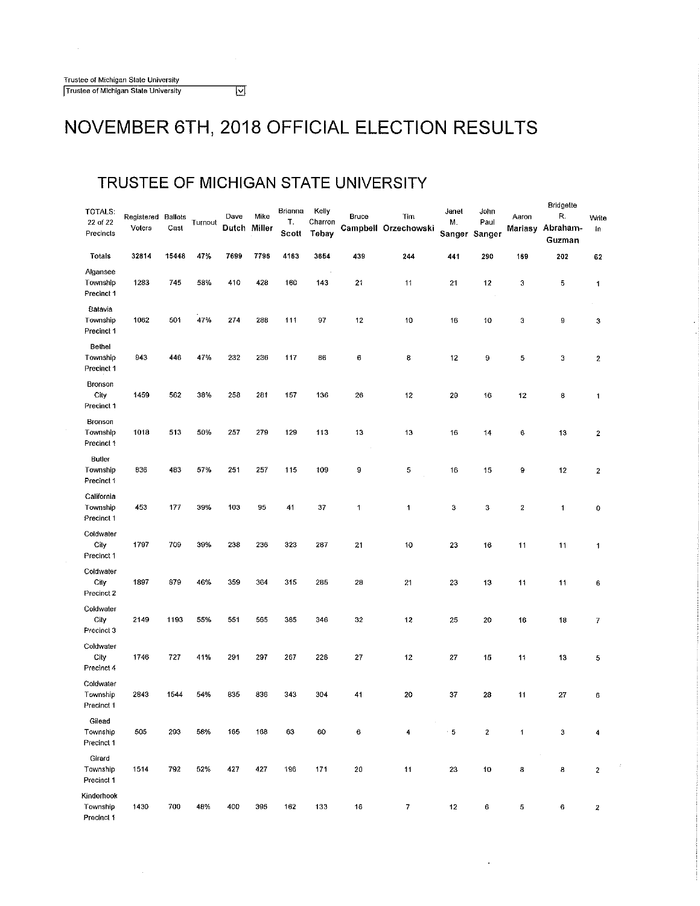Trustee of Michigan State University

Trustee of Michigan State University

# NOVEMBER 6TH, 2018 OFFICIAL ELECTION RESULTS

## TRUSTEE OF MICHIGAN STATE UNIVERSITY

| TOTALS: 22 of 22 Precincts | Registered Voters | Ballots Cast | Turnout | Dave Dutch | Mike Miller | Brianna T. Scott | Kelly Charron Tebay | Bruce Campbell | Tim Orzechowski | Janet M. Sanger | John Paul Sanger | Aaron Mariasy | Bridgette R. Abraham-Guzman | Write In |
|---|---|---|---|---|---|---|---|---|---|---|---|---|---|---|
| Totals | 32814 | 15448 | 47% | 7699 | 7796 | 4163 | 3654 | 439 | 244 | 441 | 290 | 169 | 202 | 62 |
| Algansee Township Precinct 1 | 1283 | 745 | 58% | 410 | 428 | 160 | 143 | 21 | 11 | 21 | 12 | 3 | 5 | 1 |
| Batavia Township Precinct 1 | 1062 | 501 | 47% | 274 | 288 | 111 | 97 | 12 | 10 | 16 | 10 | 3 | 9 | 3 |
| Bethel Township Precinct 1 | 943 | 446 | 47% | 232 | 236 | 117 | 86 | 6 | 8 | 12 | 9 | 5 | 3 | 2 |
| Bronson City Precinct 1 | 1459 | 562 | 38% | 258 | 281 | 157 | 136 | 26 | 12 | 29 | 16 | 12 | 8 | 1 |
| Bronson Township Precinct 1 | 1018 | 513 | 50% | 257 | 279 | 129 | 113 | 13 | 13 | 16 | 14 | 6 | 13 | 2 |
| Butler Township Precinct 1 | 836 | 483 | 57% | 251 | 257 | 115 | 109 | 9 | 5 | 16 | 15 | 9 | 12 | 2 |
| California Township Precinct 1 | 453 | 177 | 39% | 103 | 95 | 41 | 37 | 1 | 1 | 3 | 3 | 2 | 1 | 0 |
| Coldwater City Precinct 1 | 1797 | 709 | 39% | 238 | 236 | 323 | 287 | 21 | 10 | 23 | 16 | 11 | 11 | 1 |
| Coldwater City Precinct 2 | 1897 | 879 | 46% | 359 | 364 | 315 | 285 | 28 | 21 | 23 | 13 | 11 | 11 | 6 |
| Coldwater City Precinct 3 | 2149 | 1193 | 55% | 551 | 565 | 385 | 346 | 32 | 12 | 25 | 20 | 16 | 18 | 7 |
| Coldwater City Precinct 4 | 1746 | 727 | 41% | 291 | 297 | 267 | 226 | 27 | 12 | 27 | 15 | 11 | 13 | 5 |
| Coldwater Township Precinct 1 | 2843 | 1544 | 54% | 835 | 836 | 343 | 304 | 41 | 20 | 37 | 28 | 11 | 27 | 6 |
| Gilead Township Precinct 1 | 505 | 293 | 58% | 165 | 168 | 63 | 60 | 6 | 4 | 5 | 2 | 1 | 3 | 4 |
| Girard Township Precinct 1 | 1514 | 792 | 52% | 427 | 427 | 196 | 171 | 20 | 11 | 23 | 10 | 8 | 8 | 2 |
| Kinderhook Township Precinct 1 | 1430 | 700 | 48% | 400 | 395 | 162 | 133 | 16 | 7 | 12 | 6 | 5 | 6 | 2 |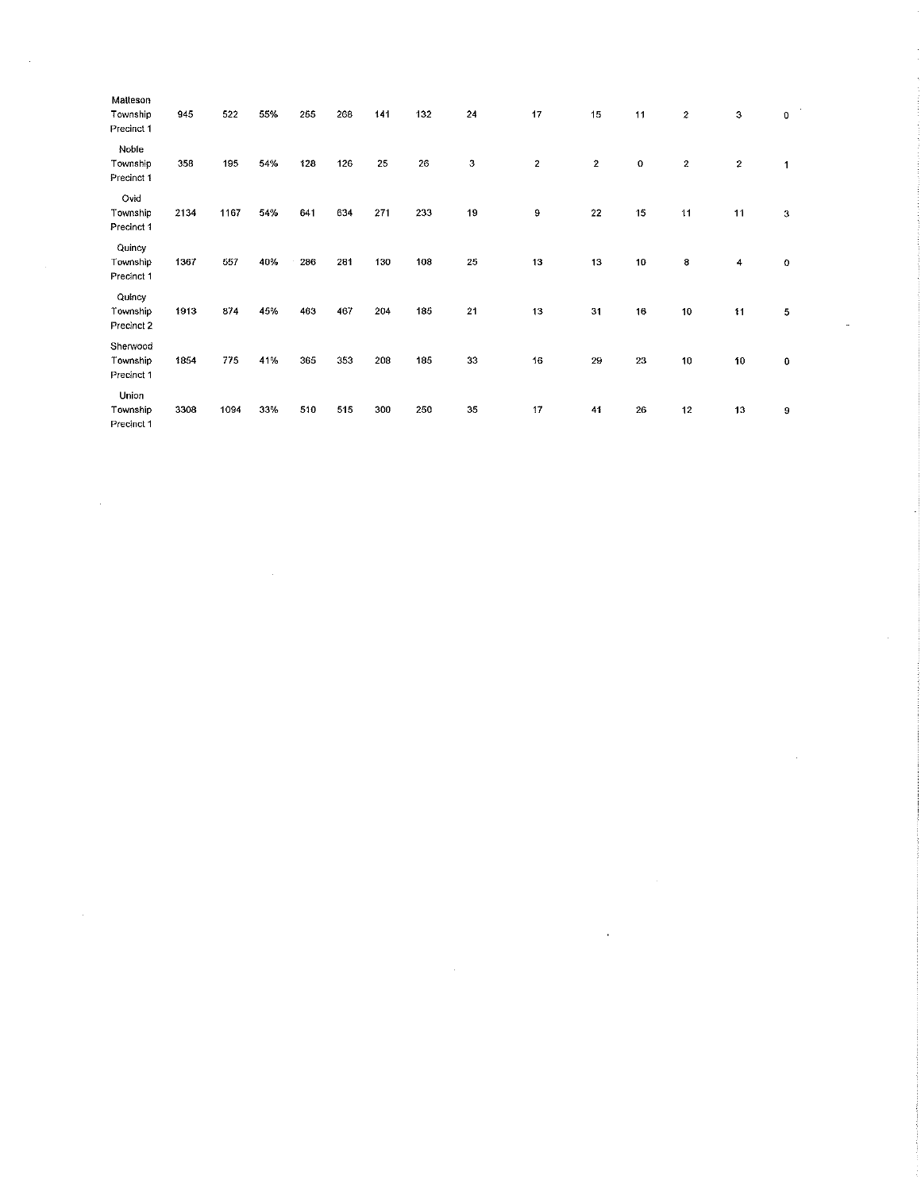| | | | | | | | | | | | | | | |
|---|---|---|---|---|---|---|---|---|---|---|---|---|---|---|
| Matteson Township Precinct 1 | 945 | 522 | 55% | 265 | 268 | 141 | 132 | 24 | 17 | 15 | 11 | 2 | 3 | 0 |
| Noble Township Precinct 1 | 358 | 195 | 54% | 128 | 126 | 25 | 26 | 3 | 2 | 2 | 0 | 2 | 2 | 1 |
| Ovid Township Precinct 1 | 2134 | 1167 | 54% | 641 | 634 | 271 | 233 | 19 | 9 | 22 | 15 | 11 | 11 | 3 |
| Quincy Township Precinct 1 | 1367 | 557 | 40% | 286 | 281 | 130 | 108 | 25 | 13 | 13 | 10 | 8 | 4 | 0 |
| Quincy Township Precinct 2 | 1913 | 874 | 45% | 463 | 467 | 204 | 185 | 21 | 13 | 31 | 16 | 10 | 11 | 5 |
| Sherwood Township Precinct 1 | 1854 | 775 | 41% | 365 | 353 | 208 | 185 | 33 | 16 | 29 | 23 | 10 | 10 | 0 |
| Union Township Precinct 1 | 3308 | 1094 | 33% | 510 | 515 | 300 | 250 | 35 | 17 | 41 | 26 | 12 | 13 | 9 |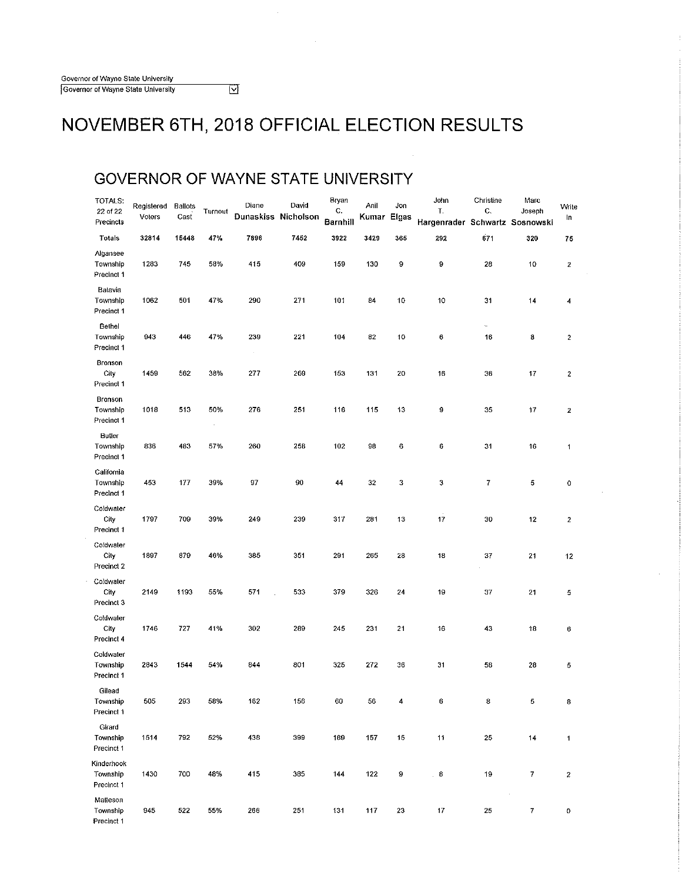Governor of Wayne State University

Governor of Wayne State University

# NOVEMBER 6TH, 2018 OFFICIAL ELECTION RESULTS

## GOVERNOR OF WAYNE STATE UNIVERSITY

| TOTALS: 22 of 22 Precincts | Registered Voters | Ballots Cast | Turnout | Diane Dunaskiss | David Nicholson | Bryan C. Barnhill | Anil Kumar | Jon Elgas | John T. Hargenrader | Christine C. Schwartz | Marc Joseph Sosnowski | Write In |
|---|---|---|---|---|---|---|---|---|---|---|---|---|
| Totals | 32814 | 15448 | 47% | 7896 | 7452 | 3922 | 3429 | 365 | 292 | 671 | 320 | 75 |
| Algansee Township Precinct 1 | 1283 | 745 | 58% | 415 | 409 | 159 | 130 | 9 | 9 | 28 | 10 | 2 |
| Batavia Township Precinct 1 | 1062 | 501 | 47% | 290 | 271 | 101 | 84 | 10 | 10 | 31 | 14 | 4 |
| Bethel Township Precinct 1 | 943 | 446 | 47% | 239 | 221 | 104 | 82 | 10 | 6 | 16 | 8 | 2 |
| Bronson City Precinct 1 | 1459 | 562 | 38% | 277 | 269 | 153 | 131 | 20 | 18 | 36 | 17 | 2 |
| Bronson Township Precinct 1 | 1018 | 513 | 50% | 276 | 251 | 116 | 115 | 13 | 9 | 35 | 17 | 2 |
| Butler Township Precinct 1 | 836 | 483 | 57% | 260 | 258 | 102 | 98 | 6 | 6 | 31 | 16 | 1 |
| California Township Precinct 1 | 453 | 177 | 39% | 97 | 90 | 44 | 32 | 3 | 3 | 7 | 5 | 0 |
| Coldwater City Precinct 1 | 1797 | 709 | 39% | 249 | 239 | 317 | 281 | 13 | 17 | 30 | 12 | 2 |
| Coldwater City Precinct 2 | 1897 | 879 | 46% | 385 | 351 | 291 | 265 | 28 | 18 | 37 | 21 | 12 |
| Coldwater City Precinct 3 | 2149 | 1193 | 55% | 571 | 533 | 379 | 326 | 24 | 19 | 37 | 21 | 5 |
| Coldwater City Precinct 4 | 1746 | 727 | 41% | 302 | 269 | 245 | 231 | 21 | 16 | 43 | 18 | 6 |
| Coldwater Township Precinct 1 | 2843 | 1544 | 54% | 844 | 801 | 325 | 272 | 36 | 31 | 58 | 28 | 5 |
| Gilead Township Precinct 1 | 505 | 293 | 58% | 162 | 156 | 60 | 56 | 4 | 6 | 8 | 5 | 8 |
| Girard Township Precinct 1 | 1514 | 792 | 52% | 438 | 399 | 189 | 157 | 15 | 11 | 25 | 14 | 1 |
| Kinderhook Township Precinct 1 | 1430 | 700 | 48% | 415 | 385 | 144 | 122 | 9 | 8 | 19 | 7 | 2 |
| Matteson Township Precinct 1 | 945 | 522 | 55% | 266 | 251 | 131 | 117 | 23 | 17 | 25 | 7 | 0 |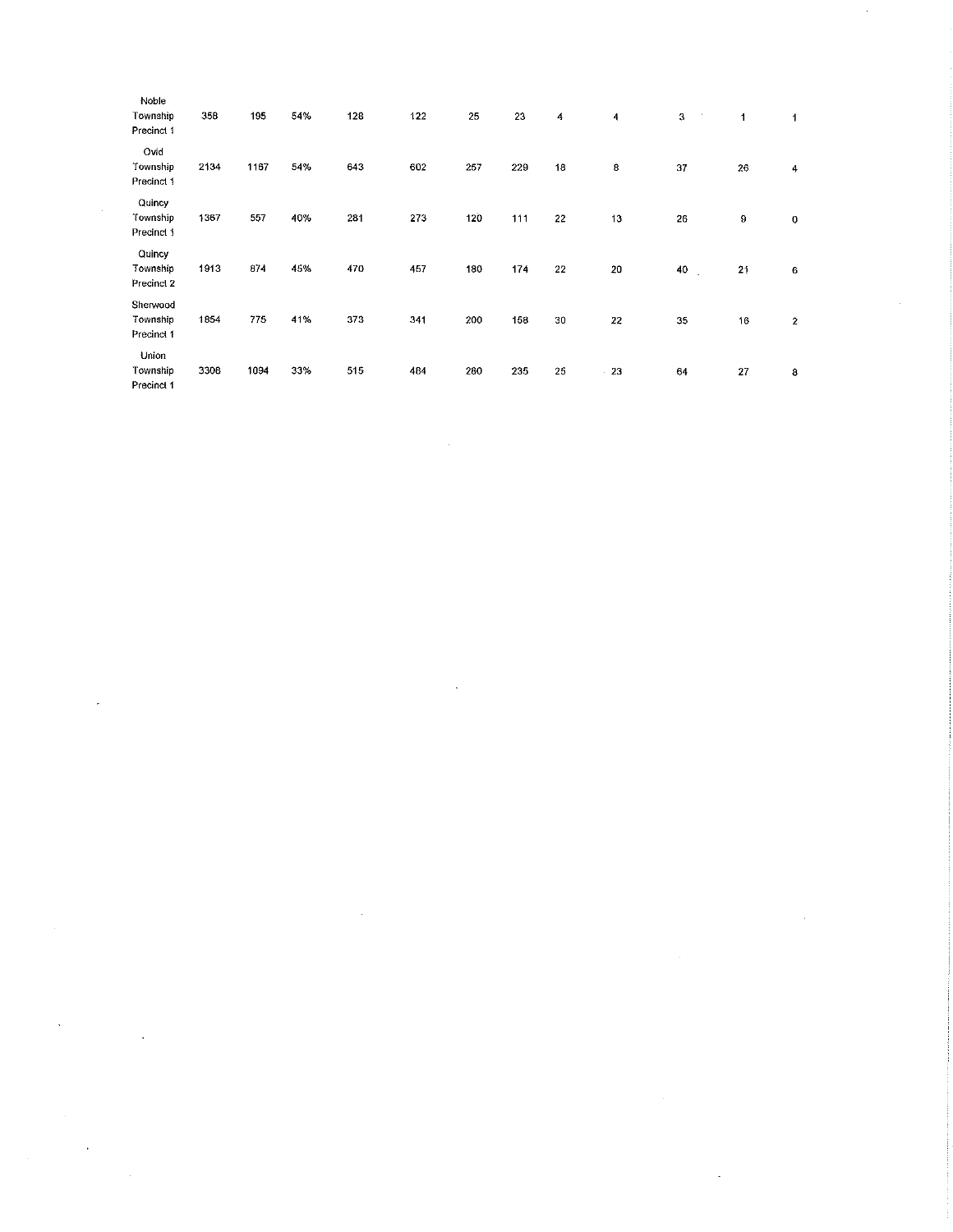| | | | | | | | | | | | | |
|---|---|---|---|---|---|---|---|---|---|---|---|---|
| Noble Township Precinct 1 | 358 | 195 | 54% | 128 | 122 | 25 | 23 | 4 | 4 | 3 | 1 | 1 |
| Ovid Township Precinct 1 | 2134 | 1167 | 54% | 643 | 602 | 257 | 229 | 18 | 8 | 37 | 26 | 4 |
| Quincy Township Precinct 1 | 1367 | 557 | 40% | 281 | 273 | 120 | 111 | 22 | 13 | 26 | 9 | 0 |
| Quincy Township Precinct 2 | 1913 | 874 | 45% | 470 | 457 | 180 | 174 | 22 | 20 | 40 | 21 | 6 |
| Sherwood Township Precinct 1 | 1854 | 775 | 41% | 373 | 341 | 200 | 158 | 30 | 22 | 35 | 16 | 2 |
| Union Township Precinct 1 | 3308 | 1094 | 33% | 515 | 484 | 260 | 235 | 25 | 23 | 64 | 27 | 8 |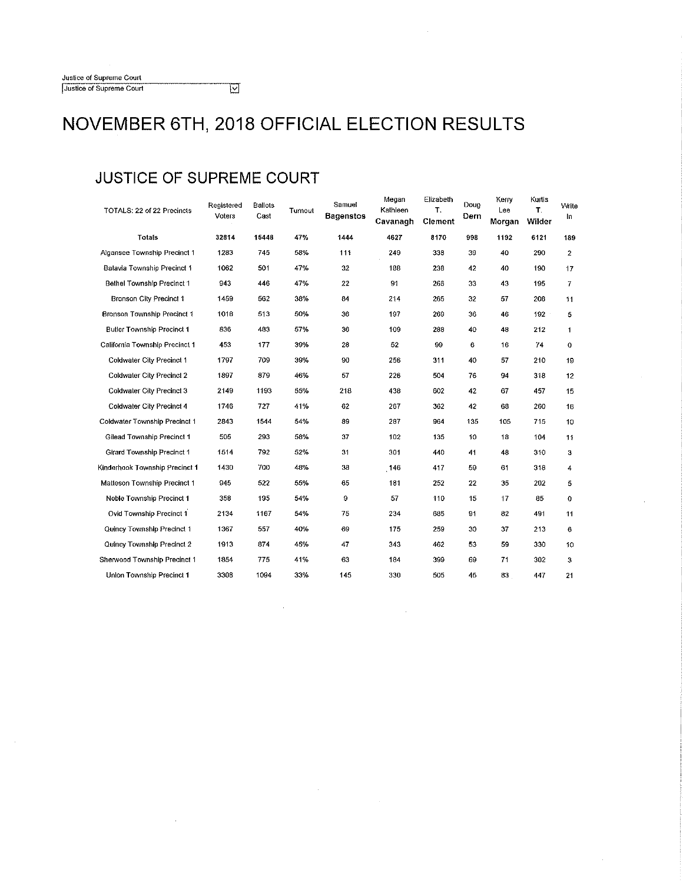Justice of Supreme Court

Justice of Supreme Court

# NOVEMBER 6TH, 2018 OFFICIAL ELECTION RESULTS

## JUSTICE OF SUPREME COURT

| TOTALS: 22 of 22 Precincts | Registered Voters | Ballots Cast | Turnout | Samuel Bagenstos | Megan Kathleen Cavanagh | Elizabeth T. Clement | Doug Dern | Kerry Lee Morgan | Kurtis T. Wilder | Write In |
|---|---|---|---|---|---|---|---|---|---|---|
| **Totals** | **32814** | **15448** | **47%** | **1444** | **4627** | **8170** | **998** | **1192** | **6121** | **189** |
| Algansee Township Precinct 1 | 1283 | 745 | 58% | 111 | 249 | 338 | 39 | 40 | 290 | 2 |
| Batavia Township Precinct 1 | 1062 | 501 | 47% | 32 | 188 | 238 | 42 | 40 | 190 | 17 |
| Bethel Township Precinct 1 | 943 | 446 | 47% | 22 | 91 | 268 | 33 | 43 | 195 | 7 |
| Bronson City Precinct 1 | 1459 | 562 | 38% | 84 | 214 | 265 | 32 | 57 | 206 | 11 |
| Bronson Township Precinct 1 | 1018 | 513 | 50% | 36 | 197 | 269 | 36 | 46 | 192 | 5 |
| Butler Township Precinct 1 | 836 | 483 | 57% | 36 | 109 | 288 | 40 | 48 | 212 | 1 |
| California Township Precinct 1 | 453 | 177 | 39% | 28 | 52 | 99 | 6 | 16 | 74 | 0 |
| Coldwater City Precinct 1 | 1797 | 709 | 39% | 90 | 256 | 311 | 40 | 57 | 210 | 19 |
| Coldwater City Precinct 2 | 1897 | 879 | 46% | 57 | 226 | 504 | 76 | 94 | 318 | 12 |
| Coldwater City Precinct 3 | 2149 | 1193 | 55% | 218 | 438 | 602 | 42 | 67 | 457 | 15 |
| Coldwater City Precinct 4 | 1746 | 727 | 41% | 62 | 267 | 362 | 42 | 68 | 260 | 16 |
| Coldwater Township Precinct 1 | 2843 | 1544 | 54% | 89 | 287 | 964 | 135 | 105 | 715 | 10 |
| Gilead Township Precinct 1 | 505 | 293 | 58% | 37 | 102 | 135 | 10 | 18 | 104 | 11 |
| Girard Township Precinct 1 | 1514 | 792 | 52% | 31 | 301 | 440 | 41 | 48 | 310 | 3 |
| Kinderhook Township Precinct 1 | 1430 | 700 | 48% | 38 | 146 | 417 | 59 | 61 | 318 | 4 |
| Matteson Township Precinct 1 | 945 | 522 | 55% | 65 | 181 | 252 | 22 | 35 | 202 | 5 |
| Noble Township Precinct 1 | 358 | 195 | 54% | 9 | 57 | 110 | 15 | 17 | 85 | 0 |
| Ovid Township Precinct 1 | 2134 | 1167 | 54% | 75 | 234 | 685 | 91 | 82 | 491 | 11 |
| Quincy Township Precinct 1 | 1367 | 557 | 40% | 69 | 175 | 259 | 30 | 37 | 213 | 6 |
| Quincy Township Precinct 2 | 1913 | 874 | 45% | 47 | 343 | 462 | 53 | 59 | 330 | 10 |
| Sherwood Township Precinct 1 | 1854 | 775 | 41% | 63 | 184 | 399 | 69 | 71 | 302 | 3 |
| Union Township Precinct 1 | 3308 | 1094 | 33% | 145 | 330 | 505 | 45 | 83 | 447 | 21 |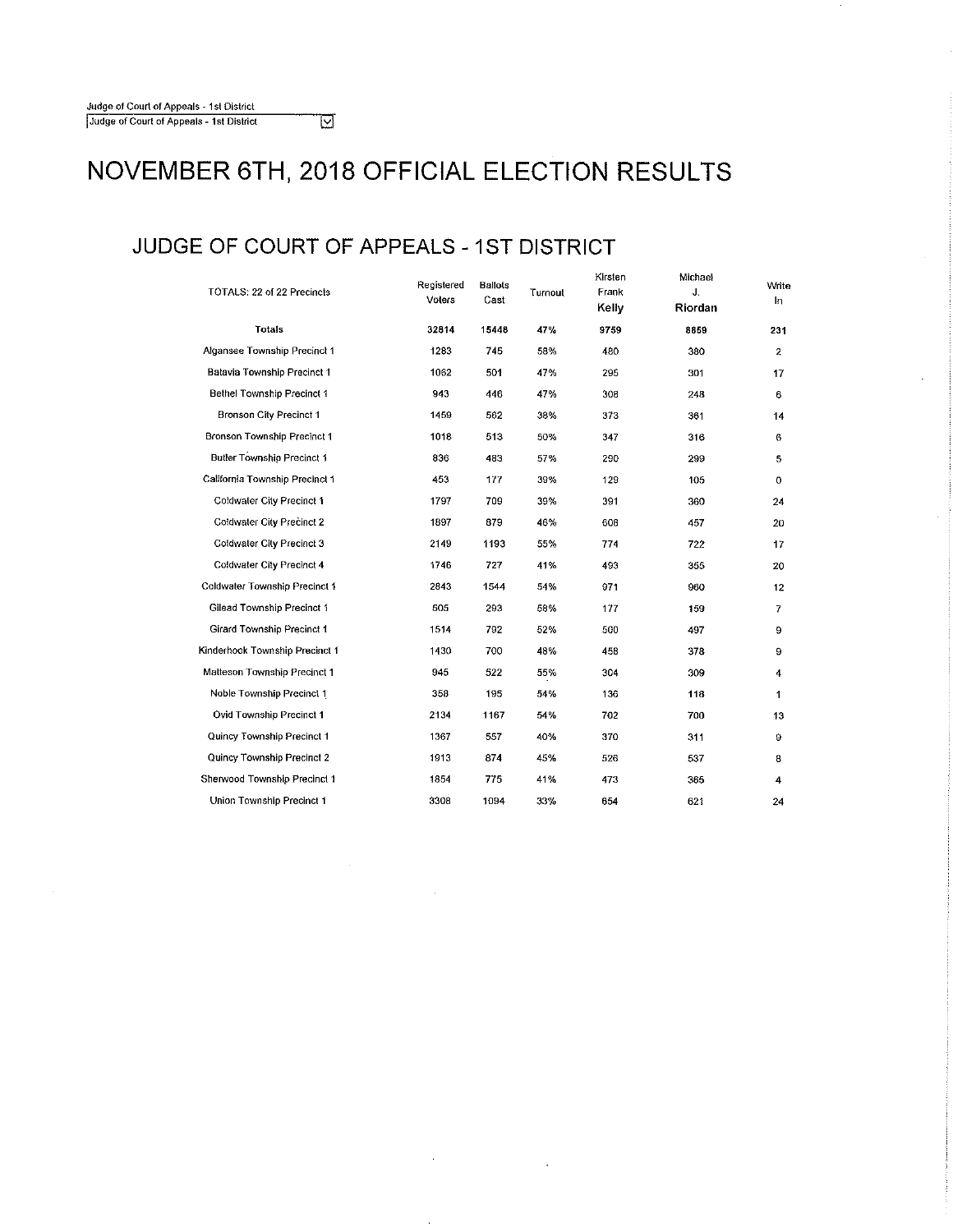Judge of Court of Appeals - 1st District

Judge of Court of Appeals - 1st District

# NOVEMBER 6TH, 2018 OFFICIAL ELECTION RESULTS

## JUDGE OF COURT OF APPEALS - 1ST DISTRICT

| TOTALS: 22 of 22 Precincts | Registered Voters | Ballots Cast | Turnout | Kirsten Frank **Kelly** | Michael J. **Riordan** | Write In |
|---|---|---|---|---|---|---|
| **Totals** | **32814** | **15448** | **47%** | **9759** | **8859** | **231** |
| Algansee Township Precinct 1 | 1283 | 745 | 58% | 480 | 380 | 2 |
| Batavia Township Precinct 1 | 1062 | 501 | 47% | 295 | 301 | 17 |
| Bethel Township Precinct 1 | 943 | 446 | 47% | 308 | 248 | 6 |
| Bronson City Precinct 1 | 1459 | 562 | 38% | 373 | 361 | 14 |
| Bronson Township Precinct 1 | 1018 | 513 | 50% | 347 | 316 | 6 |
| Butler Township Precinct 1 | 836 | 483 | 57% | 290 | 299 | 5 |
| California Township Precinct 1 | 453 | 177 | 39% | 129 | 105 | 0 |
| Coldwater City Precinct 1 | 1797 | 709 | 39% | 391 | 360 | 24 |
| Coldwater City Precinct 2 | 1897 | 879 | 46% | 608 | 457 | 20 |
| Coldwater City Precinct 3 | 2149 | 1193 | 55% | 774 | 722 | 17 |
| Coldwater City Precinct 4 | 1746 | 727 | 41% | 493 | 355 | 20 |
| Coldwater Township Precinct 1 | 2843 | 1544 | 54% | 971 | 960 | 12 |
| Gilead Township Precinct 1 | 505 | 293 | 58% | 177 | 159 | 7 |
| Girard Township Precinct 1 | 1514 | 792 | 52% | 500 | 497 | 9 |
| Kinderhook Township Precinct 1 | 1430 | 700 | 48% | 458 | 378 | 9 |
| Matteson Township Precinct 1 | 945 | 522 | 55% | 304 | 309 | 4 |
| Noble Township Precinct 1 | 358 | 195 | 54% | 136 | 118 | 1 |
| Ovid Township Precinct 1 | 2134 | 1167 | 54% | 702 | 700 | 13 |
| Quincy Township Precinct 1 | 1367 | 557 | 40% | 370 | 311 | 9 |
| Quincy Township Precinct 2 | 1913 | 874 | 45% | 526 | 537 | 8 |
| Sherwood Township Precinct 1 | 1854 | 775 | 41% | 473 | 365 | 4 |
| Union Township Precinct 1 | 3308 | 1094 | 33% | 654 | 621 | 24 |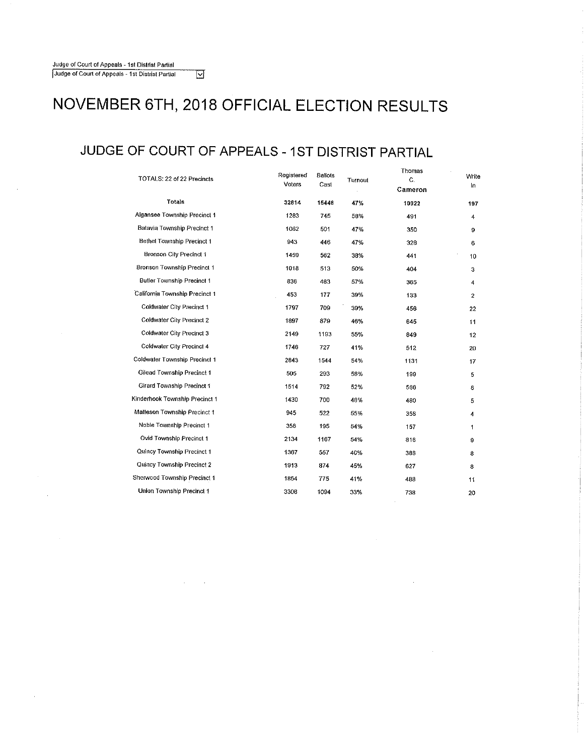Judge of Court of Appeals - 1st Distrist Partial

Judge of Court of Appeals - 1st Distrist Partial

# NOVEMBER 6TH, 2018 OFFICIAL ELECTION RESULTS

## JUDGE OF COURT OF APPEALS - 1ST DISTRIST PARTIAL

| TOTALS: 22 of 22 Precincts | Registered Voters | Ballots Cast | Turnout | Thomas C. Cameron | Write In |
|---|---|---|---|---|---|
| **Totals** | **32814** | **15448** | **47%** | **10922** | **197** |
| Algansee Township Precinct 1 | 1283 | 745 | 58% | 491 | 4 |
| Batavia Township Precinct 1 | 1062 | 501 | 47% | 350 | 9 |
| Bethel Township Precinct 1 | 943 | 446 | 47% | 328 | 6 |
| Bronson City Precinct 1 | 1459 | 562 | 38% | 441 | 10 |
| Bronson Township Precinct 1 | 1018 | 513 | 50% | 404 | 3 |
| Butler Township Precinct 1 | 836 | 483 | 57% | 365 | 4 |
| California Township Precinct 1 | 453 | 177 | 39% | 133 | 2 |
| Coldwater City Precinct 1 | 1797 | 709 | 39% | 456 | 22 |
| Coldwater City Precinct 2 | 1897 | 879 | 46% | 645 | 11 |
| Coldwater City Precinct 3 | 2149 | 1193 | 55% | 849 | 12 |
| Coldwater City Precinct 4 | 1746 | 727 | 41% | 512 | 20 |
| Coldwater Township Precinct 1 | 2843 | 1544 | 54% | 1131 | 17 |
| Gilead Township Precinct 1 | 505 | 293 | 58% | 199 | 5 |
| Girard Township Precinct 1 | 1514 | 792 | 52% | 566 | 6 |
| Kinderhook Township Precinct 1 | 1430 | 700 | 48% | 480 | 5 |
| Matteson Township Precinct 1 | 945 | 522 | 55% | 358 | 4 |
| Noble Township Precinct 1 | 358 | 195 | 54% | 157 | 1 |
| Ovid Township Precinct 1 | 2134 | 1167 | 54% | 816 | 9 |
| Quincy Township Precinct 1 | 1367 | 557 | 40% | 386 | 8 |
| Quincy Township Precinct 2 | 1913 | 874 | 45% | 627 | 8 |
| Sherwood Township Precinct 1 | 1854 | 775 | 41% | 488 | 11 |
| Union Township Precinct 1 | 3308 | 1094 | 33% | 738 | 20 |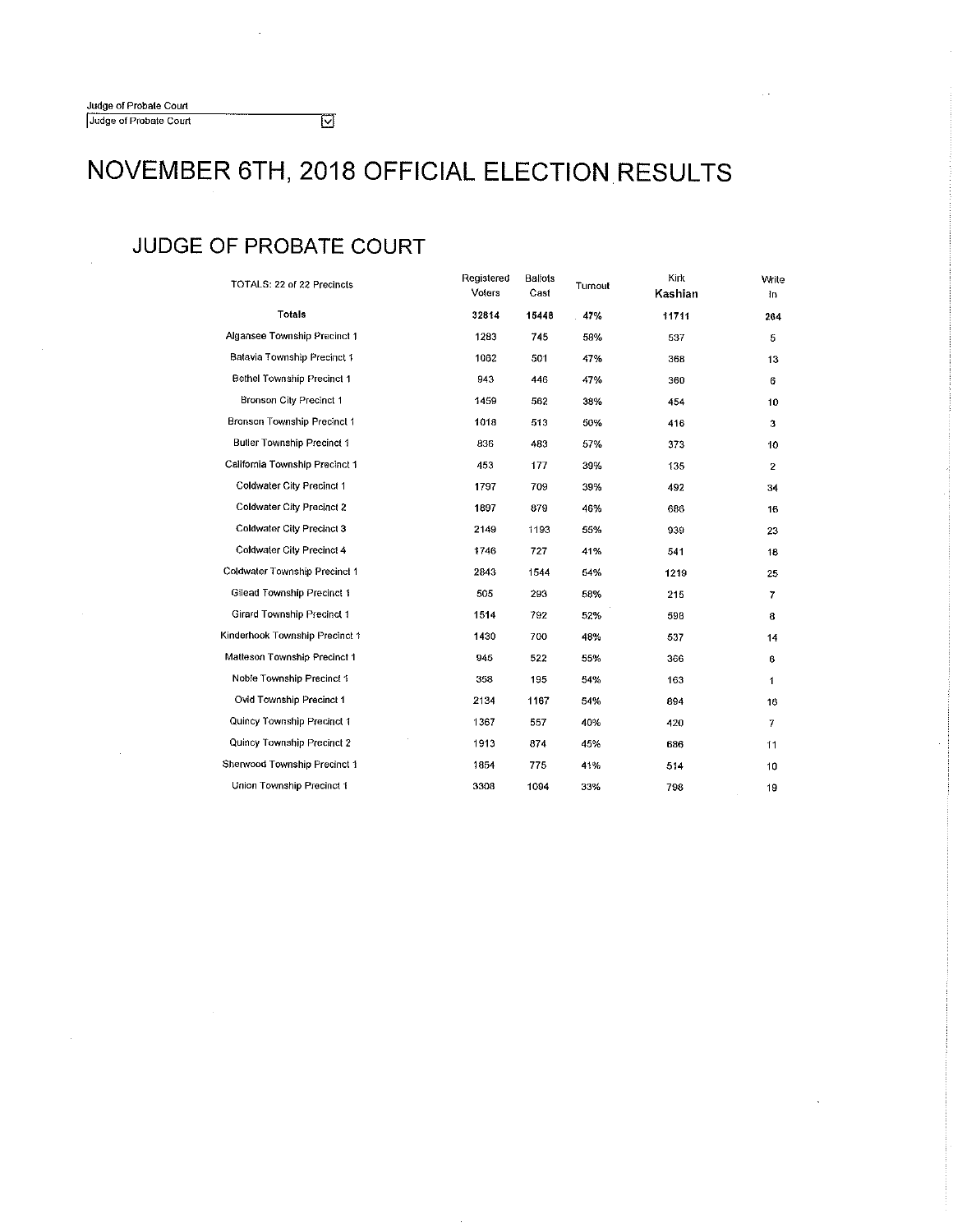Judge of Probate Court

Judge of Probate Court

# NOVEMBER 6TH, 2018 OFFICIAL ELECTION RESULTS

## JUDGE OF PROBATE COURT

| TOTALS: 22 of 22 Precincts | Registered Voters | Ballots Cast | Turnout | Kirk **Kashian** | Write In |
|---|---|---|---|---|---|
| **Totals** | **32814** | **15448** | **47%** | **11711** | **264** |
| Algansee Township Precinct 1 | 1283 | 745 | 58% | 537 | 5 |
| Batavia Township Precinct 1 | 1062 | 501 | 47% | 368 | 13 |
| Bethel Township Precinct 1 | 943 | 446 | 47% | 360 | 6 |
| Bronson City Precinct 1 | 1459 | 562 | 38% | 454 | 10 |
| Bronson Township Precinct 1 | 1018 | 513 | 50% | 416 | 3 |
| Butler Township Precinct 1 | 836 | 483 | 57% | 373 | 10 |
| California Township Precinct 1 | 453 | 177 | 39% | 135 | 2 |
| Coldwater City Precinct 1 | 1797 | 709 | 39% | 492 | 34 |
| Coldwater City Precinct 2 | 1897 | 879 | 46% | 686 | 16 |
| Coldwater City Precinct 3 | 2149 | 1193 | 55% | 939 | 23 |
| Coldwater City Precinct 4 | 1746 | 727 | 41% | 541 | 18 |
| Coldwater Township Precinct 1 | 2843 | 1544 | 54% | 1219 | 25 |
| Gilead Township Precinct 1 | 505 | 293 | 58% | 215 | 7 |
| Girard Township Precinct 1 | 1514 | 792 | 52% | 598 | 8 |
| Kinderhook Township Precinct 1 | 1430 | 700 | 48% | 537 | 14 |
| Matteson Township Precinct 1 | 945 | 522 | 55% | 366 | 6 |
| Noble Township Precinct 1 | 358 | 195 | 54% | 163 | 1 |
| Ovid Township Precinct 1 | 2134 | 1167 | 54% | 894 | 16 |
| Quincy Township Precinct 1 | 1367 | 557 | 40% | 420 | 7 |
| Quincy Township Precinct 2 | 1913 | 874 | 45% | 686 | 11 |
| Sherwood Township Precinct 1 | 1854 | 775 | 41% | 514 | 10 |
| Union Township Precinct 1 | 3308 | 1094 | 33% | 798 | 19 |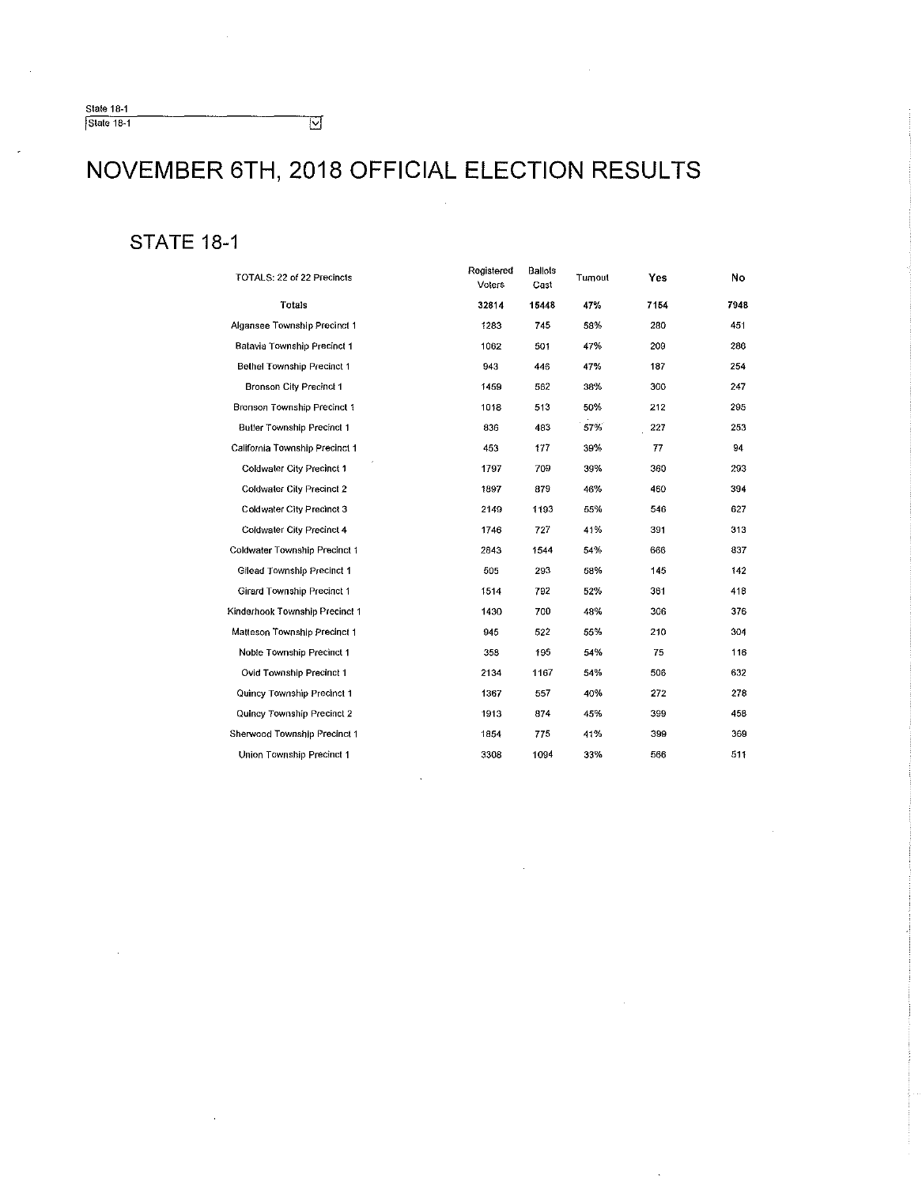State 18-1

State 18-1

# NOVEMBER 6TH, 2018 OFFICIAL ELECTION RESULTS

## STATE 18-1

| TOTALS: 22 of 22 Precincts | Registered Voters | Ballots Cast | Turnout | Yes | No |
|---|---|---|---|---|---|
| **Totals** | **32814** | **15448** | **47%** | **7154** | **7948** |
| Algansee Township Precinct 1 | 1283 | 745 | 58% | 280 | 451 |
| Batavia Township Precinct 1 | 1062 | 501 | 47% | 209 | 286 |
| Bethel Township Precinct 1 | 943 | 446 | 47% | 187 | 254 |
| Bronson City Precinct 1 | 1459 | 562 | 38% | 300 | 247 |
| Bronson Township Precinct 1 | 1018 | 513 | 50% | 212 | 295 |
| Butler Township Precinct 1 | 836 | 483 | 57% | 227 | 253 |
| California Township Precinct 1 | 453 | 177 | 39% | 77 | 94 |
| Coldwater City Precinct 1 | 1797 | 709 | 39% | 360 | 293 |
| Coldwater City Precinct 2 | 1897 | 879 | 46% | 460 | 394 |
| Coldwater City Precinct 3 | 2149 | 1193 | 55% | 546 | 627 |
| Coldwater City Precinct 4 | 1746 | 727 | 41% | 391 | 313 |
| Coldwater Township Precinct 1 | 2843 | 1544 | 54% | 666 | 837 |
| Gilead Township Precinct 1 | 505 | 293 | 58% | 145 | 142 |
| Girard Township Precinct 1 | 1514 | 792 | 52% | 361 | 418 |
| Kinderhook Township Precinct 1 | 1430 | 700 | 48% | 306 | 376 |
| Matteson Township Precinct 1 | 945 | 522 | 55% | 210 | 304 |
| Noble Township Precinct 1 | 358 | 195 | 54% | 75 | 116 |
| Ovid Township Precinct 1 | 2134 | 1167 | 54% | 506 | 632 |
| Quincy Township Precinct 1 | 1367 | 557 | 40% | 272 | 278 |
| Quincy Township Precinct 2 | 1913 | 874 | 45% | 399 | 458 |
| Sherwood Township Precinct 1 | 1854 | 775 | 41% | 399 | 369 |
| Union Township Precinct 1 | 3308 | 1094 | 33% | 566 | 511 |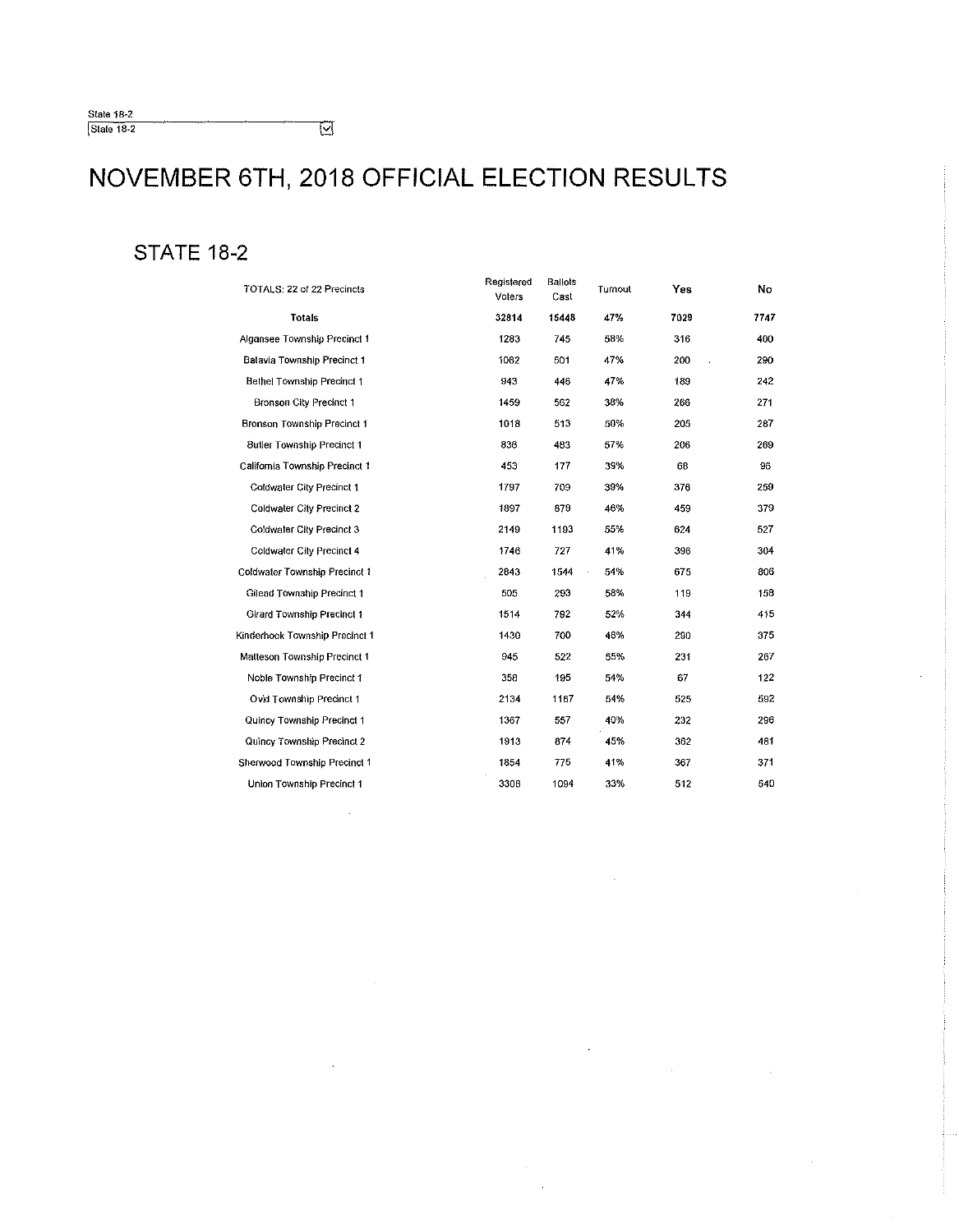State 18-2

State 18-2

# NOVEMBER 6TH, 2018 OFFICIAL ELECTION RESULTS

## STATE 18-2

| TOTALS: 22 of 22 Precincts | Registered Voters | Ballots Cast | Turnout | Yes | No |
|---|---|---|---|---|---|
| **Totals** | **32814** | **15448** | **47%** | **7029** | **7747** |
| Algansee Township Precinct 1 | 1283 | 745 | 58% | 316 | 400 |
| Batavia Township Precinct 1 | 1062 | 501 | 47% | 200 | 290 |
| Bethel Township Precinct 1 | 943 | 446 | 47% | 189 | 242 |
| Bronson City Precinct 1 | 1459 | 562 | 38% | 266 | 271 |
| Bronson Township Precinct 1 | 1018 | 513 | 50% | 205 | 287 |
| Butler Township Precinct 1 | 836 | 483 | 57% | 206 | 269 |
| California Township Precinct 1 | 453 | 177 | 39% | 68 | 96 |
| Coldwater City Precinct 1 | 1797 | 709 | 39% | 376 | 259 |
| Coldwater City Precinct 2 | 1897 | 879 | 46% | 459 | 379 |
| Coldwater City Precinct 3 | 2149 | 1193 | 55% | 624 | 527 |
| Coldwater City Precinct 4 | 1746 | 727 | 41% | 396 | 304 |
| Coldwater Township Precinct 1 | 2843 | 1544 | 54% | 675 | 806 |
| Gilead Township Precinct 1 | 505 | 293 | 58% | 119 | 158 |
| Girard Township Precinct 1 | 1514 | 792 | 52% | 344 | 415 |
| Kinderhook Township Precinct 1 | 1430 | 700 | 48% | 290 | 375 |
| Matteson Township Precinct 1 | 945 | 522 | 55% | 231 | 267 |
| Noble Township Precinct 1 | 358 | 195 | 54% | 67 | 122 |
| Ovid Township Precinct 1 | 2134 | 1167 | 54% | 525 | 592 |
| Quincy Township Precinct 1 | 1367 | 557 | 40% | 232 | 296 |
| Quincy Township Precinct 2 | 1913 | 874 | 45% | 362 | 481 |
| Sherwood Township Precinct 1 | 1854 | 775 | 41% | 367 | 371 |
| Union Township Precinct 1 | 3308 | 1094 | 33% | 512 | 540 |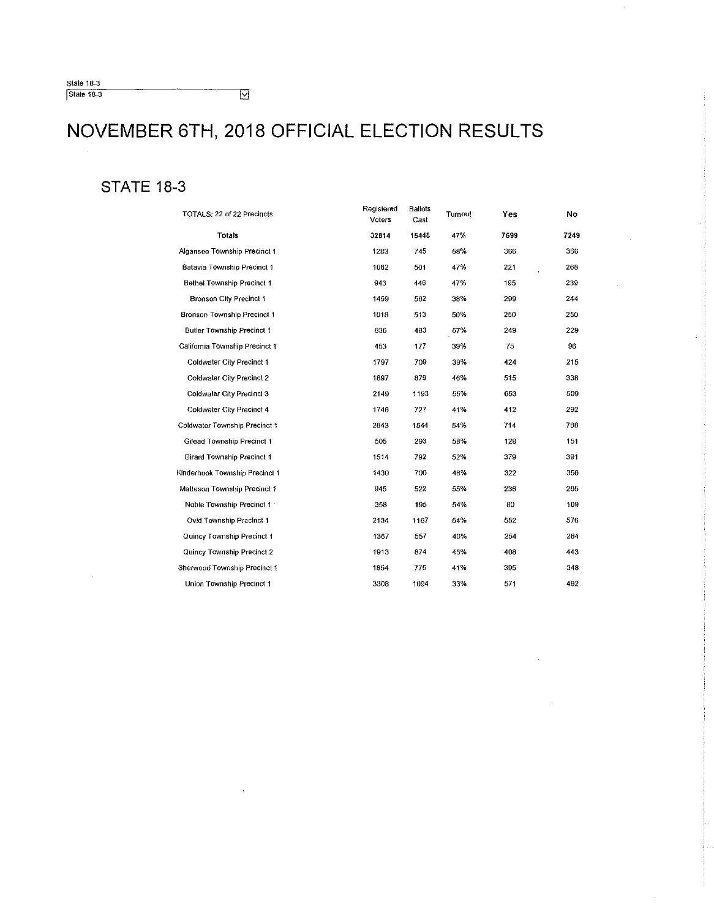State 18-3

State 18-3

# NOVEMBER 6TH, 2018 OFFICIAL ELECTION RESULTS

## STATE 18-3

| TOTALS: 22 of 22 Precincts | Registered Voters | Ballots Cast | Turnout | Yes | No |
|---|---|---|---|---|---|
| **Totals** | **32814** | **15448** | **47%** | **7699** | **7249** |
| Algansee Township Precinct 1 | 1283 | 745 | 58% | 366 | 366 |
| Batavia Township Precinct 1 | 1062 | 501 | 47% | 221 | 268 |
| Bethel Township Precinct 1 | 943 | 446 | 47% | 195 | 239 |
| Bronson City Precinct 1 | 1459 | 562 | 38% | 299 | 244 |
| Bronson Township Precinct 1 | 1018 | 513 | 50% | 250 | 250 |
| Butler Township Precinct 1 | 836 | 483 | 57% | 249 | 229 |
| California Township Precinct 1 | 453 | 177 | 39% | 75 | 96 |
| Coldwater City Precinct 1 | 1797 | 709 | 39% | 424 | 215 |
| Coldwater City Precinct 2 | 1897 | 879 | 46% | 515 | 338 |
| Coldwater City Precinct 3 | 2149 | 1193 | 55% | 653 | 509 |
| Coldwater City Precinct 4 | 1746 | 727 | 41% | 412 | 292 |
| Coldwater Township Precinct 1 | 2843 | 1544 | 54% | 714 | 788 |
| Gilead Township Precinct 1 | 505 | 293 | 58% | 129 | 151 |
| Girard Township Precinct 1 | 1514 | 792 | 52% | 379 | 391 |
| Kinderhook Township Precinct 1 | 1430 | 700 | 48% | 322 | 356 |
| Matteson Township Precinct 1 | 945 | 522 | 55% | 236 | 265 |
| Noble Township Precinct 1 | 358 | 195 | 54% | 80 | 109 |
| Ovid Township Precinct 1 | 2134 | 1167 | 54% | 552 | 576 |
| Quincy Township Precinct 1 | 1367 | 557 | 40% | 254 | 284 |
| Quincy Township Precinct 2 | 1913 | 874 | 45% | 408 | 443 |
| Sherwood Township Precinct 1 | 1854 | 775 | 41% | 395 | 348 |
| Union Township Precinct 1 | 3308 | 1094 | 33% | 571 | 492 |